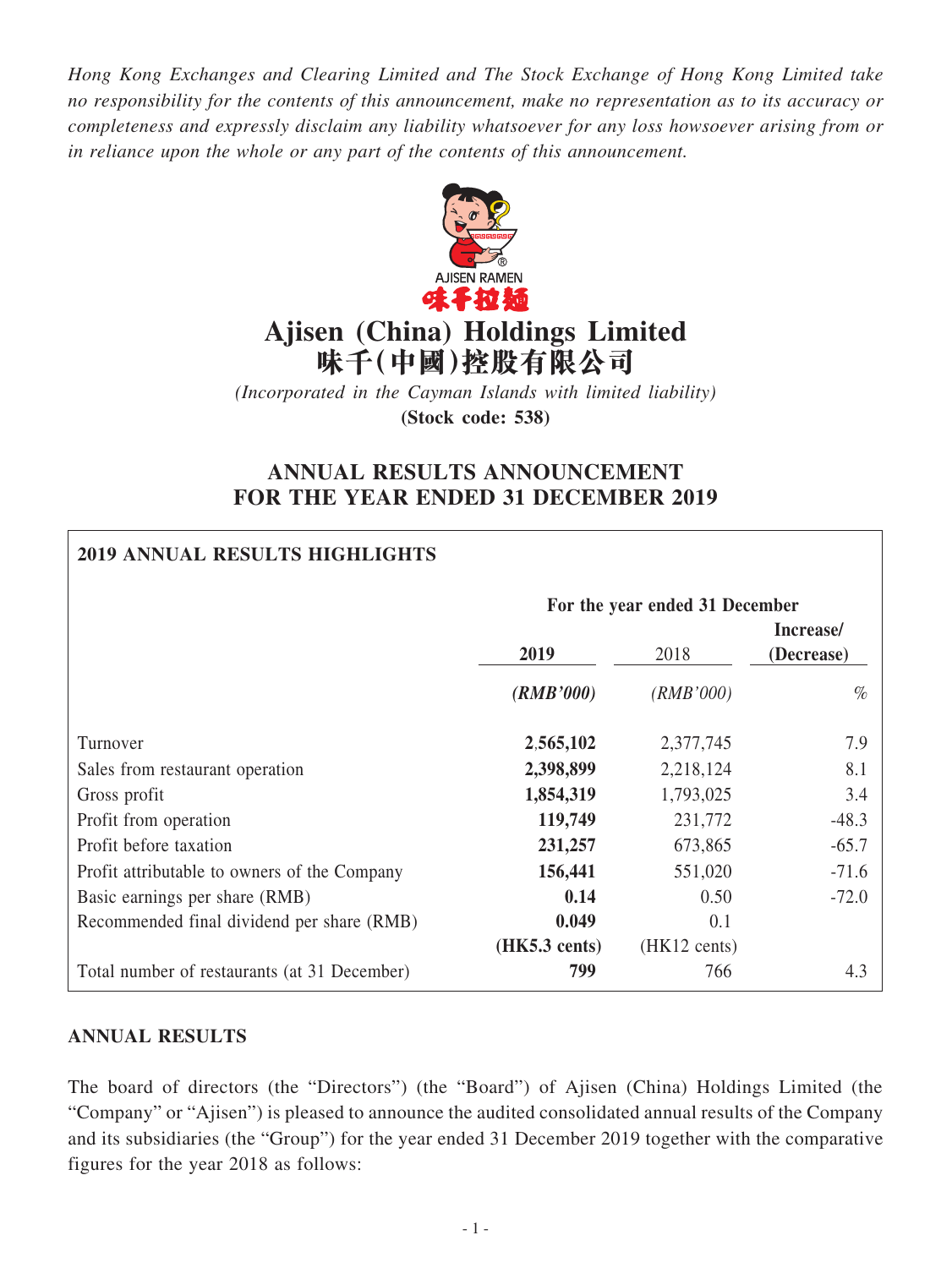*Hong Kong Exchanges and Clearing Limited and The Stock Exchange of Hong Kong Limited take no responsibility for the contents of this announcement, make no representation as to its accuracy or completeness and expressly disclaim any liability whatsoever for any loss howsoever arising from or in reliance upon the whole or any part of the contents of this announcement.*

# Ajisen (China) Holdings Limited
# 味千(中國)控股有限公司

*(Incorporated in the Cayman Islands with limited liability)*
**(Stock code: 538)**

## ANNUAL RESULTS ANNOUNCEMENT FOR THE YEAR ENDED 31 DECEMBER 2019

**2019 ANNUAL RESULTS HIGHLIGHTS**

| | For the year ended 31 December | | |
|---|---|---|---|
| | **2019** | 2018 | **Increase/ (Decrease)** |
| | ***(RMB'000)*** | *(RMB'000)* | *%* |
| Turnover | **2,565,102** | 2,377,745 | 7.9 |
| Sales from restaurant operation | **2,398,899** | 2,218,124 | 8.1 |
| Gross profit | **1,854,319** | 1,793,025 | 3.4 |
| Profit from operation | **119,749** | 231,772 | -48.3 |
| Profit before taxation | **231,257** | 673,865 | -65.7 |
| Profit attributable to owners of the Company | **156,441** | 551,020 | -71.6 |
| Basic earnings per share (RMB) | **0.14** | 0.50 | -72.0 |
| Recommended final dividend per share (RMB) | **0.049** | 0.1 | |
| | **(HK5.3 cents)** | (HK12 cents) | |
| Total number of restaurants (at 31 December) | **799** | 766 | 4.3 |

## ANNUAL RESULTS

The board of directors (the "Directors") (the "Board") of Ajisen (China) Holdings Limited (the "Company" or "Ajisen") is pleased to announce the audited consolidated annual results of the Company and its subsidiaries (the "Group") for the year ended 31 December 2019 together with the comparative figures for the year 2018 as follows: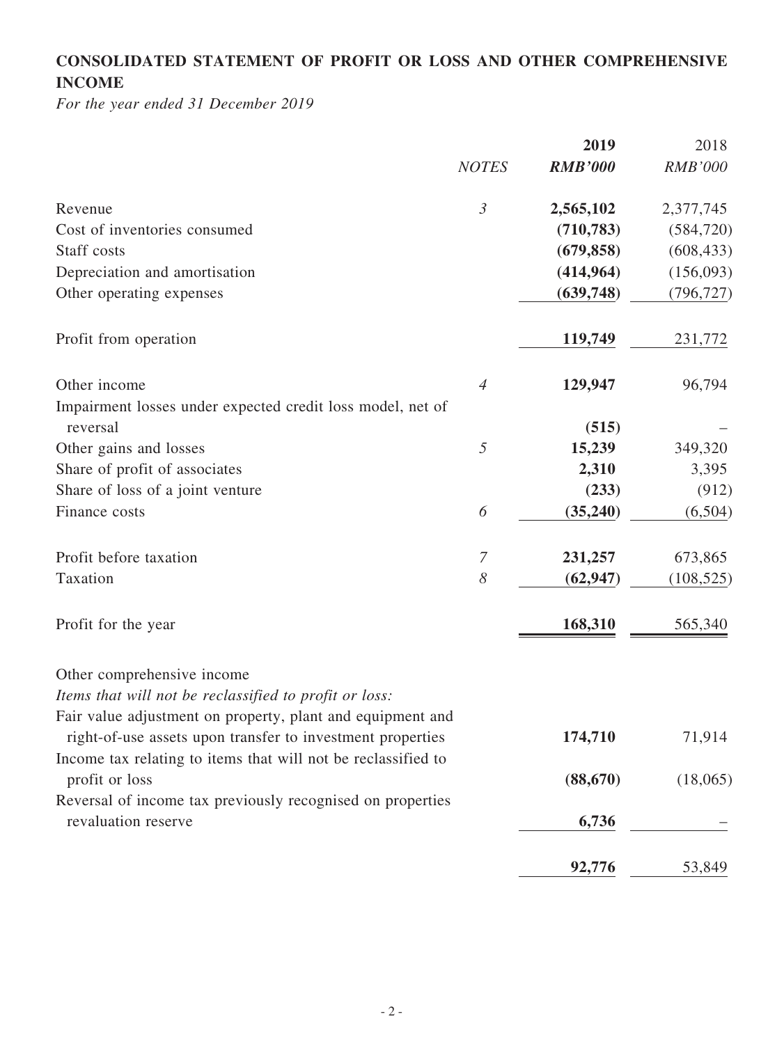## CONSOLIDATED STATEMENT OF PROFIT OR LOSS AND OTHER COMPREHENSIVE INCOME

*For the year ended 31 December 2019*

| | NOTES | 2019 | 2018 |
|---|---|---|---|
| | | ***RMB'000*** | *RMB'000* |
| Revenue | *3* | **2,565,102** | 2,377,745 |
| Cost of inventories consumed | | **(710,783)** | (584,720) |
| Staff costs | | **(679,858)** | (608,433) |
| Depreciation and amortisation | | **(414,964)** | (156,093) |
| Other operating expenses | | **(639,748)** | (796,727) |
| Profit from operation | | **119,749** | 231,772 |
| Other income | *4* | **129,947** | 96,794 |
| Impairment losses under expected credit loss model, net of reversal | | **(515)** | – |
| Other gains and losses | *5* | **15,239** | 349,320 |
| Share of profit of associates | | **2,310** | 3,395 |
| Share of loss of a joint venture | | **(233)** | (912) |
| Finance costs | *6* | **(35,240)** | (6,504) |
| Profit before taxation | *7* | **231,257** | 673,865 |
| Taxation | *8* | **(62,947)** | (108,525) |
| Profit for the year | | **168,310** | 565,340 |
| Other comprehensive income | | | |
| *Items that will not be reclassified to profit or loss:* | | | |
| Fair value adjustment on property, plant and equipment and right-of-use assets upon transfer to investment properties | | **174,710** | 71,914 |
| Income tax relating to items that will not be reclassified to profit or loss | | **(88,670)** | (18,065) |
| Reversal of income tax previously recognised on properties revaluation reserve | | **6,736** | – |
| | | **92,776** | 53,849 |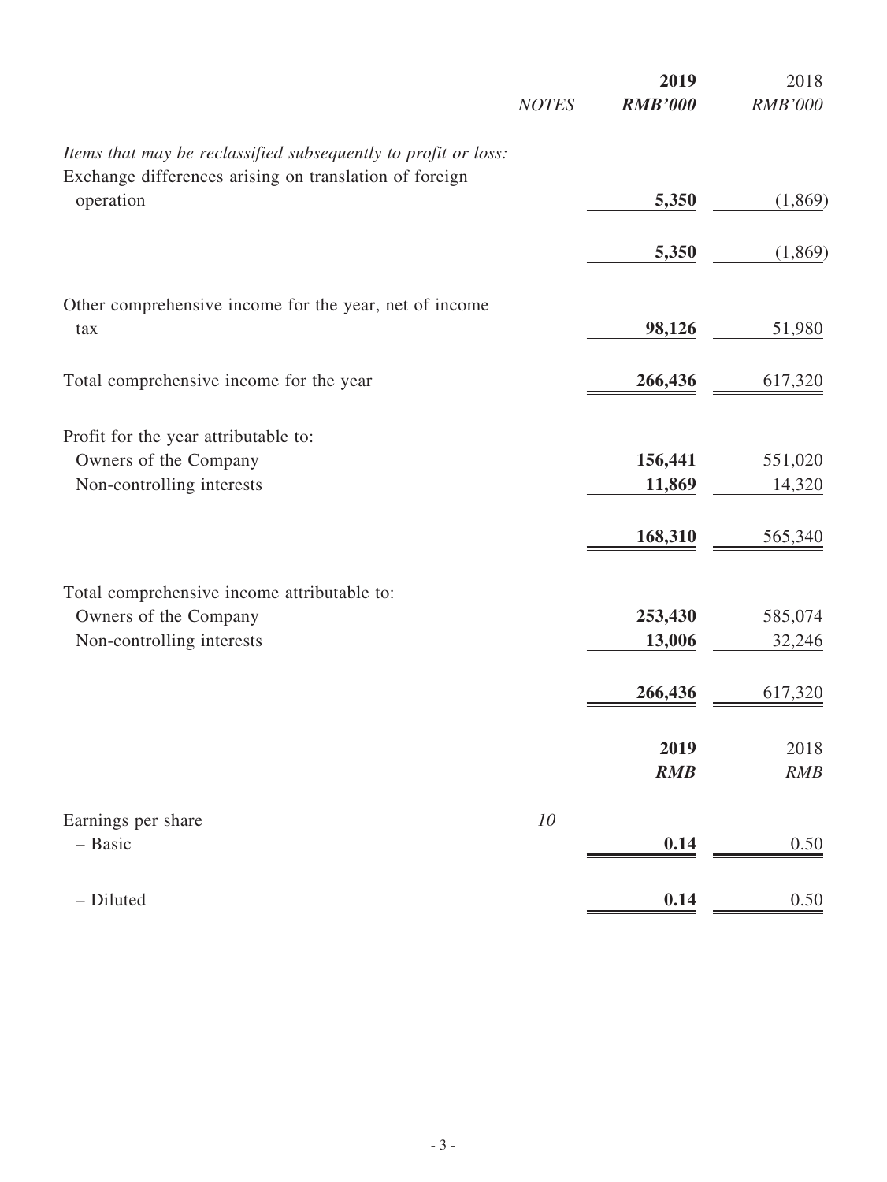| | NOTES | 2019 RMB'000 | 2018 RMB'000 |
|---|---|---|---|
| *Items that may be reclassified subsequently to profit or loss:* | | | |
| Exchange differences arising on translation of foreign operation | | **5,350** | (1,869) |
| | | **5,350** | (1,869) |
| Other comprehensive income for the year, net of income tax | | **98,126** | 51,980 |
| Total comprehensive income for the year | | **266,436** | 617,320 |
| Profit for the year attributable to: | | | |
| Owners of the Company | | **156,441** | 551,020 |
| Non-controlling interests | | **11,869** | 14,320 |
| | | **168,310** | 565,340 |
| Total comprehensive income attributable to: | | | |
| Owners of the Company | | **253,430** | 585,074 |
| Non-controlling interests | | **13,006** | 32,246 |
| | | **266,436** | 617,320 |

| | NOTES | 2019 RMB | 2018 RMB |
|---|---|---|---|
| Earnings per share | 10 | | |
| – Basic | | **0.14** | 0.50 |
| – Diluted | | **0.14** | 0.50 |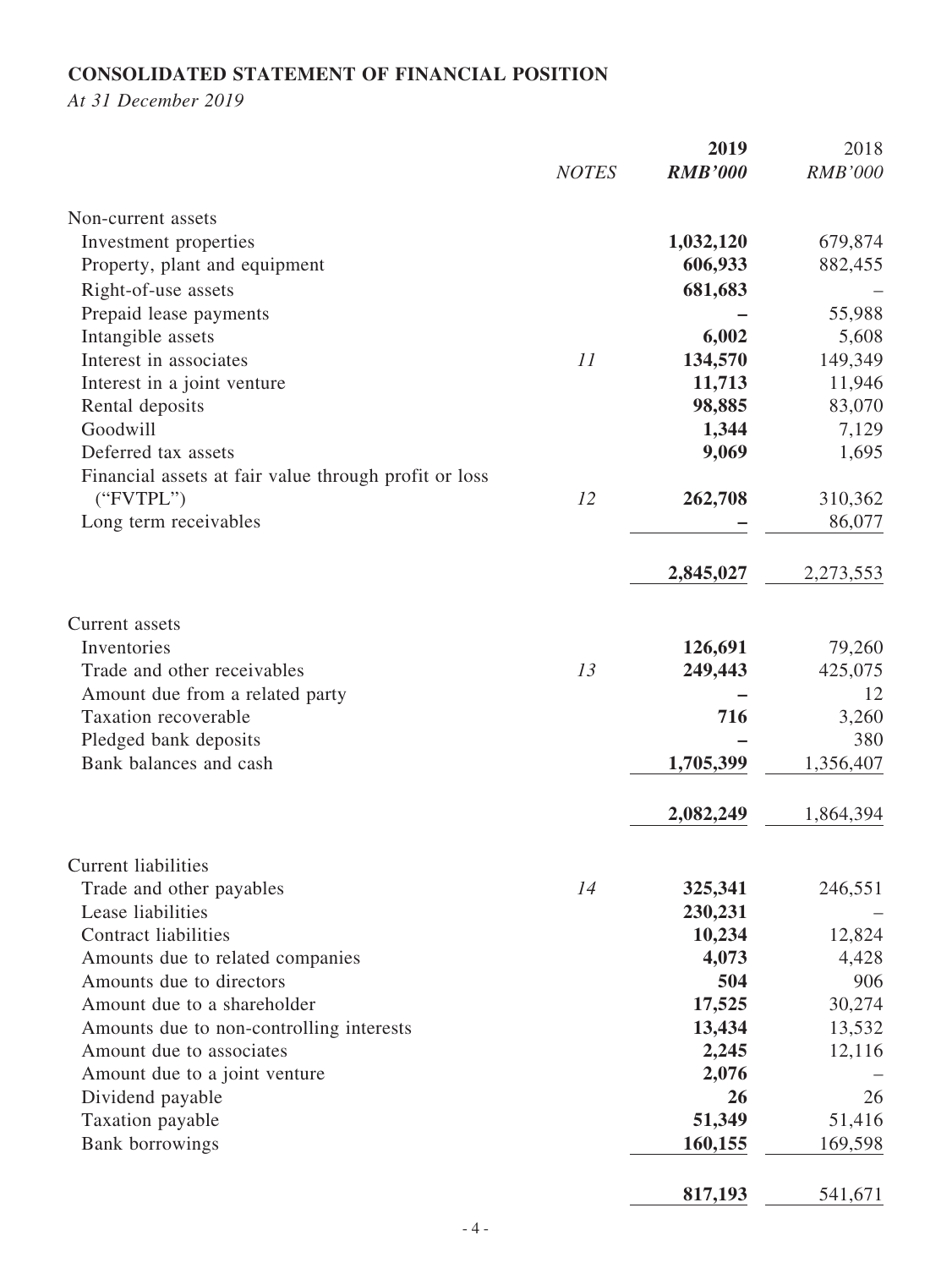## CONSOLIDATED STATEMENT OF FINANCIAL POSITION

*At 31 December 2019*

| | *NOTES* | **2019** *RMB'000* | 2018 *RMB'000* |
|---|---|---|---|
| Non-current assets | | | |
| Investment properties | | **1,032,120** | 679,874 |
| Property, plant and equipment | | **606,933** | 882,455 |
| Right-of-use assets | | **681,683** | – |
| Prepaid lease payments | | **–** | 55,988 |
| Intangible assets | | **6,002** | 5,608 |
| Interest in associates | *11* | **134,570** | 149,349 |
| Interest in a joint venture | | **11,713** | 11,946 |
| Rental deposits | | **98,885** | 83,070 |
| Goodwill | | **1,344** | 7,129 |
| Deferred tax assets | | **9,069** | 1,695 |
| Financial assets at fair value through profit or loss ("FVTPL") | *12* | **262,708** | 310,362 |
| Long term receivables | | **–** | 86,077 |
| | | **2,845,027** | 2,273,553 |
| Current assets | | | |
| Inventories | | **126,691** | 79,260 |
| Trade and other receivables | *13* | **249,443** | 425,075 |
| Amount due from a related party | | **–** | 12 |
| Taxation recoverable | | **716** | 3,260 |
| Pledged bank deposits | | **–** | 380 |
| Bank balances and cash | | **1,705,399** | 1,356,407 |
| | | **2,082,249** | 1,864,394 |
| Current liabilities | | | |
| Trade and other payables | *14* | **325,341** | 246,551 |
| Lease liabilities | | **230,231** | – |
| Contract liabilities | | **10,234** | 12,824 |
| Amounts due to related companies | | **4,073** | 4,428 |
| Amounts due to directors | | **504** | 906 |
| Amount due to a shareholder | | **17,525** | 30,274 |
| Amounts due to non-controlling interests | | **13,434** | 13,532 |
| Amount due to associates | | **2,245** | 12,116 |
| Amount due to a joint venture | | **2,076** | – |
| Dividend payable | | **26** | 26 |
| Taxation payable | | **51,349** | 51,416 |
| Bank borrowings | | **160,155** | 169,598 |
| | | **817,193** | 541,671 |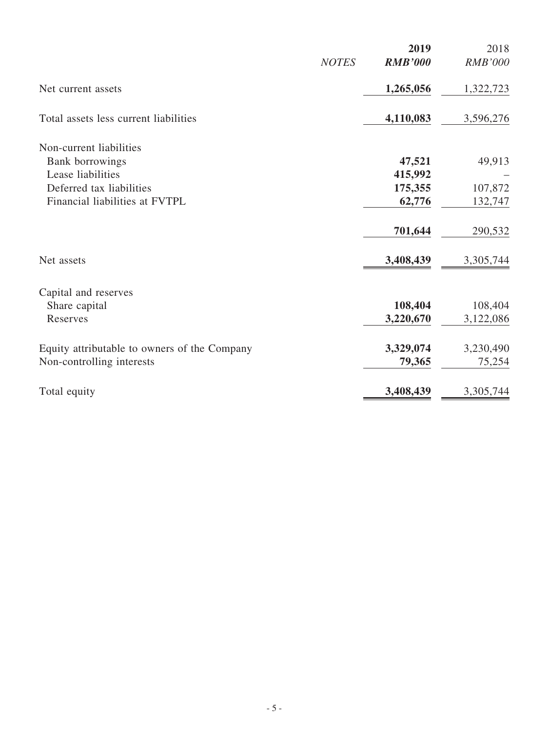|  | NOTES | 2019<br>RMB'000 | 2018<br>RMB'000 |
|---|---|---|---|
| Net current assets |  | **1,265,056** | 1,322,723 |
| Total assets less current liabilities |  | **4,110,083** | 3,596,276 |
| Non-current liabilities |  |  |  |
| Bank borrowings |  | **47,521** | 49,913 |
| Lease liabilities |  | **415,992** | – |
| Deferred tax liabilities |  | **175,355** | 107,872 |
| Financial liabilities at FVTPL |  | **62,776** | 132,747 |
|  |  | **701,644** | 290,532 |
| Net assets |  | **3,408,439** | 3,305,744 |
| Capital and reserves |  |  |  |
| Share capital |  | **108,404** | 108,404 |
| Reserves |  | **3,220,670** | 3,122,086 |
| Equity attributable to owners of the Company |  | **3,329,074** | 3,230,490 |
| Non-controlling interests |  | **79,365** | 75,254 |
| Total equity |  | **3,408,439** | 3,305,744 |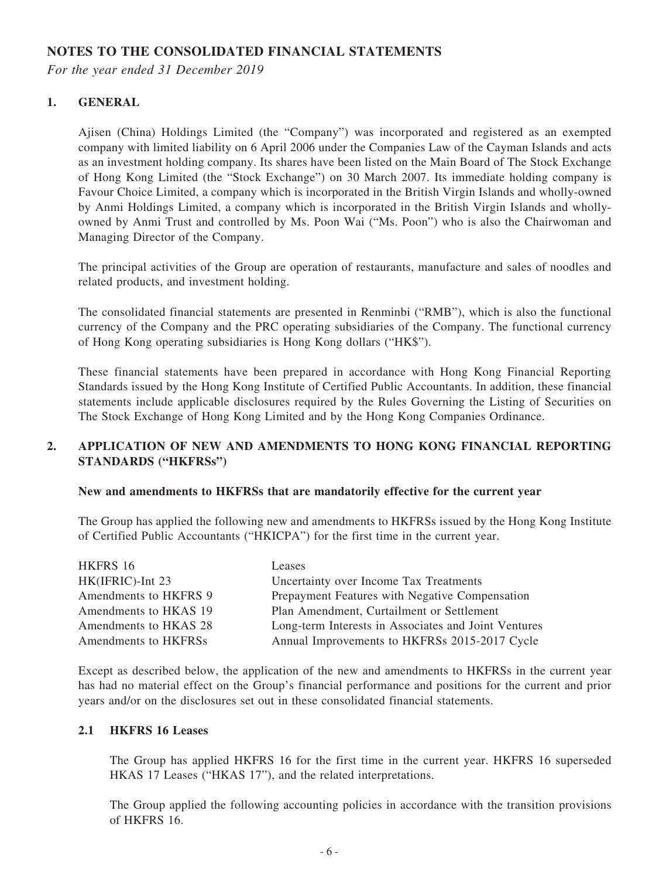# NOTES TO THE CONSOLIDATED FINANCIAL STATEMENTS

*For the year ended 31 December 2019*

## 1. GENERAL

Ajisen (China) Holdings Limited (the "Company") was incorporated and registered as an exempted company with limited liability on 6 April 2006 under the Companies Law of the Cayman Islands and acts as an investment holding company. Its shares have been listed on the Main Board of The Stock Exchange of Hong Kong Limited (the "Stock Exchange") on 30 March 2007. Its immediate holding company is Favour Choice Limited, a company which is incorporated in the British Virgin Islands and wholly-owned by Anmi Holdings Limited, a company which is incorporated in the British Virgin Islands and wholly-owned by Anmi Trust and controlled by Ms. Poon Wai ("Ms. Poon") who is also the Chairwoman and Managing Director of the Company.

The principal activities of the Group are operation of restaurants, manufacture and sales of noodles and related products, and investment holding.

The consolidated financial statements are presented in Renminbi ("RMB"), which is also the functional currency of the Company and the PRC operating subsidiaries of the Company. The functional currency of Hong Kong operating subsidiaries is Hong Kong dollars ("HK$").

These financial statements have been prepared in accordance with Hong Kong Financial Reporting Standards issued by the Hong Kong Institute of Certified Public Accountants. In addition, these financial statements include applicable disclosures required by the Rules Governing the Listing of Securities on The Stock Exchange of Hong Kong Limited and by the Hong Kong Companies Ordinance.

## 2. APPLICATION OF NEW AND AMENDMENTS TO HONG KONG FINANCIAL REPORTING STANDARDS ("HKFRSs")

**New and amendments to HKFRSs that are mandatorily effective for the current year**

The Group has applied the following new and amendments to HKFRSs issued by the Hong Kong Institute of Certified Public Accountants ("HKICPA") for the first time in the current year.

| | |
|---|---|
| HKFRS 16 | Leases |
| HK(IFRIC)-Int 23 | Uncertainty over Income Tax Treatments |
| Amendments to HKFRS 9 | Prepayment Features with Negative Compensation |
| Amendments to HKAS 19 | Plan Amendment, Curtailment or Settlement |
| Amendments to HKAS 28 | Long-term Interests in Associates and Joint Ventures |
| Amendments to HKFRSs | Annual Improvements to HKFRSs 2015-2017 Cycle |

Except as described below, the application of the new and amendments to HKFRSs in the current year has had no material effect on the Group's financial performance and positions for the current and prior years and/or on the disclosures set out in these consolidated financial statements.

### 2.1 HKFRS 16 Leases

The Group has applied HKFRS 16 for the first time in the current year. HKFRS 16 superseded HKAS 17 Leases ("HKAS 17"), and the related interpretations.

The Group applied the following accounting policies in accordance with the transition provisions of HKFRS 16.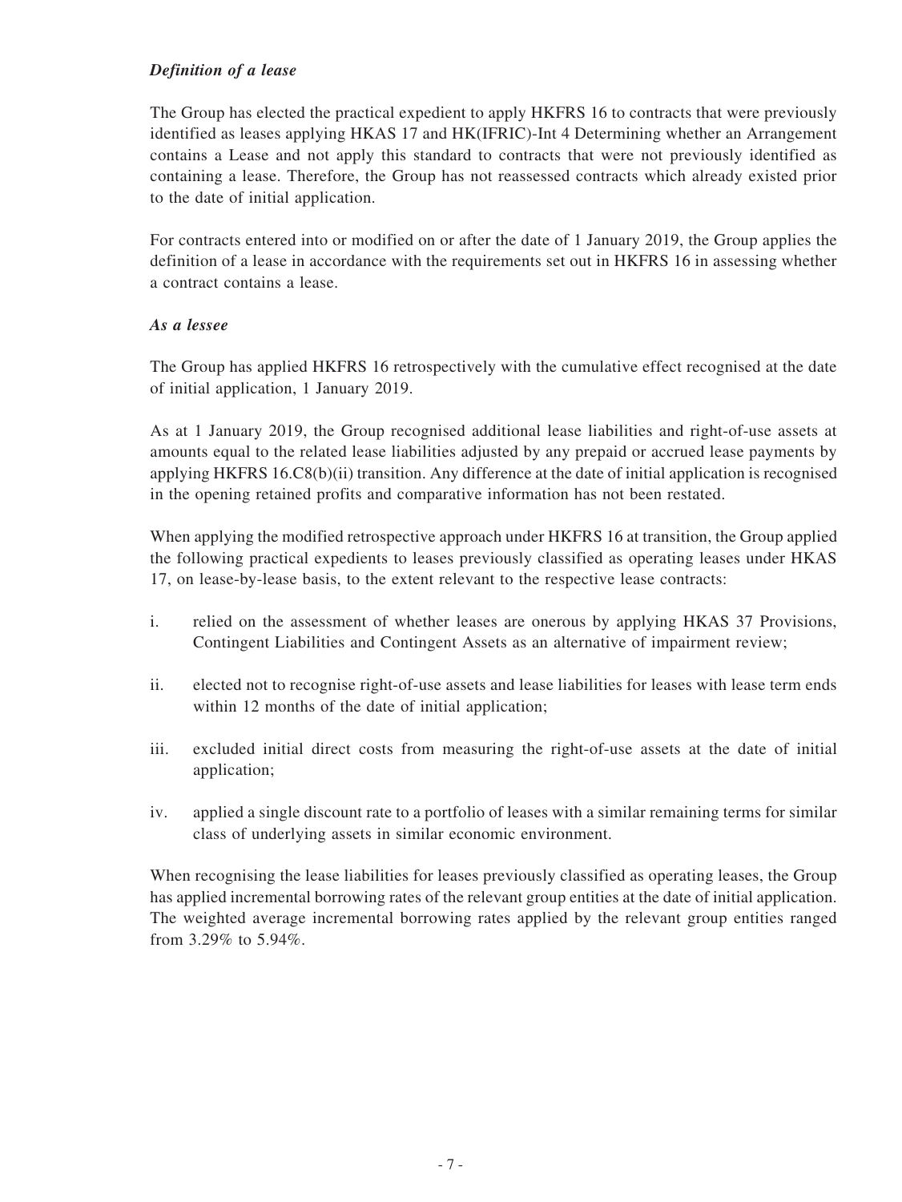***Definition of a lease***

The Group has elected the practical expedient to apply HKFRS 16 to contracts that were previously identified as leases applying HKAS 17 and HK(IFRIC)-Int 4 Determining whether an Arrangement contains a Lease and not apply this standard to contracts that were not previously identified as containing a lease. Therefore, the Group has not reassessed contracts which already existed prior to the date of initial application.

For contracts entered into or modified on or after the date of 1 January 2019, the Group applies the definition of a lease in accordance with the requirements set out in HKFRS 16 in assessing whether a contract contains a lease.

***As a lessee***

The Group has applied HKFRS 16 retrospectively with the cumulative effect recognised at the date of initial application, 1 January 2019.

As at 1 January 2019, the Group recognised additional lease liabilities and right-of-use assets at amounts equal to the related lease liabilities adjusted by any prepaid or accrued lease payments by applying HKFRS 16.C8(b)(ii) transition. Any difference at the date of initial application is recognised in the opening retained profits and comparative information has not been restated.

When applying the modified retrospective approach under HKFRS 16 at transition, the Group applied the following practical expedients to leases previously classified as operating leases under HKAS 17, on lease-by-lease basis, to the extent relevant to the respective lease contracts:

i. relied on the assessment of whether leases are onerous by applying HKAS 37 Provisions, Contingent Liabilities and Contingent Assets as an alternative of impairment review;

ii. elected not to recognise right-of-use assets and lease liabilities for leases with lease term ends within 12 months of the date of initial application;

iii. excluded initial direct costs from measuring the right-of-use assets at the date of initial application;

iv. applied a single discount rate to a portfolio of leases with a similar remaining terms for similar class of underlying assets in similar economic environment.

When recognising the lease liabilities for leases previously classified as operating leases, the Group has applied incremental borrowing rates of the relevant group entities at the date of initial application. The weighted average incremental borrowing rates applied by the relevant group entities ranged from 3.29% to 5.94%.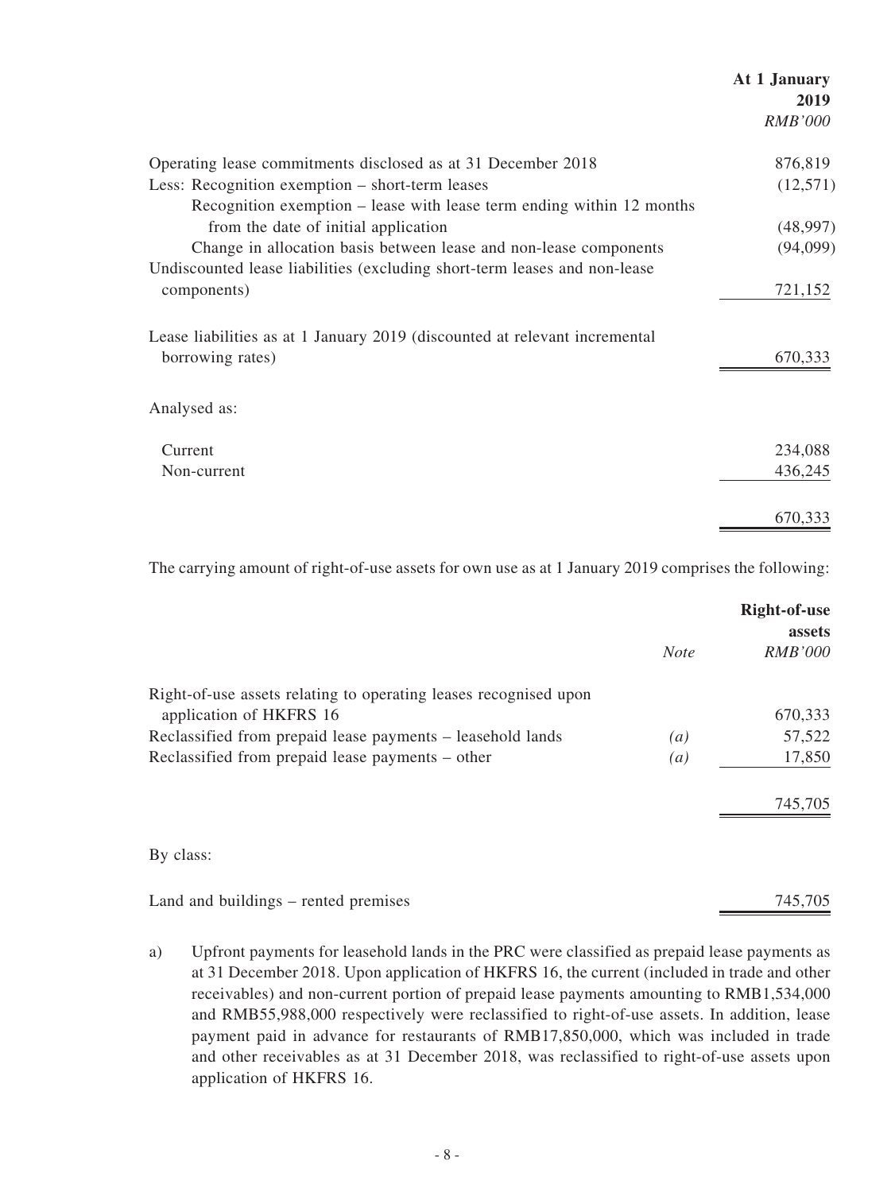| | At 1 January 2019 |
|---|---|
| | *RMB'000* |
| Operating lease commitments disclosed as at 31 December 2018 | 876,819 |
| Less: Recognition exemption – short-term leases | (12,571) |
| Recognition exemption – lease with lease term ending within 12 months from the date of initial application | (48,997) |
| Change in allocation basis between lease and non-lease components | (94,099) |
| Undiscounted lease liabilities (excluding short-term leases and non-lease components) | 721,152 |
| Lease liabilities as at 1 January 2019 (discounted at relevant incremental borrowing rates) | 670,333 |
| Analysed as: | |
| Current | 234,088 |
| Non-current | 436,245 |
| | 670,333 |

The carrying amount of right-of-use assets for own use as at 1 January 2019 comprises the following:

| | *Note* | Right-of-use assets |
|---|---|---|
| | | *RMB'000* |
| Right-of-use assets relating to operating leases recognised upon application of HKFRS 16 | | 670,333 |
| Reclassified from prepaid lease payments – leasehold lands | *(a)* | 57,522 |
| Reclassified from prepaid lease payments – other | *(a)* | 17,850 |
| | | 745,705 |
| By class: | | |
| Land and buildings – rented premises | | 745,705 |

a) Upfront payments for leasehold lands in the PRC were classified as prepaid lease payments as at 31 December 2018. Upon application of HKFRS 16, the current (included in trade and other receivables) and non-current portion of prepaid lease payments amounting to RMB1,534,000 and RMB55,988,000 respectively were reclassified to right-of-use assets. In addition, lease payment paid in advance for restaurants of RMB17,850,000, which was included in trade and other receivables as at 31 December 2018, was reclassified to right-of-use assets upon application of HKFRS 16.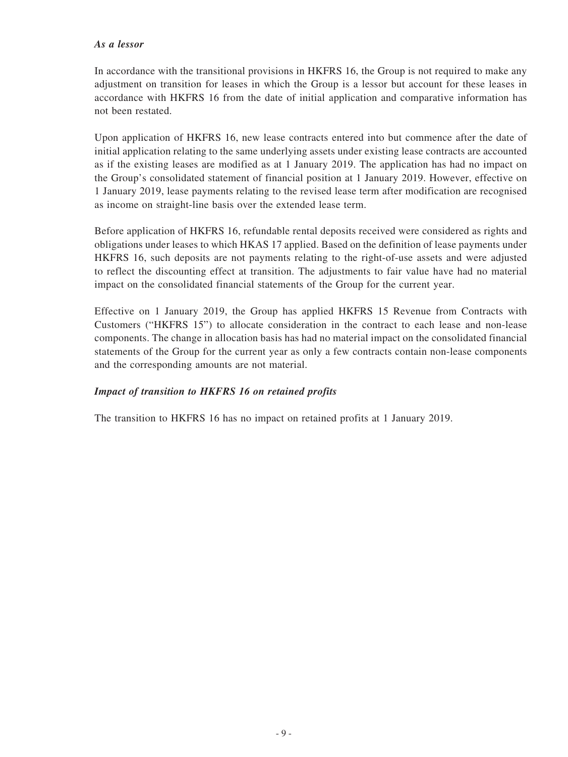***As a lessor***

In accordance with the transitional provisions in HKFRS 16, the Group is not required to make any adjustment on transition for leases in which the Group is a lessor but account for these leases in accordance with HKFRS 16 from the date of initial application and comparative information has not been restated.

Upon application of HKFRS 16, new lease contracts entered into but commence after the date of initial application relating to the same underlying assets under existing lease contracts are accounted as if the existing leases are modified as at 1 January 2019. The application has had no impact on the Group's consolidated statement of financial position at 1 January 2019. However, effective on 1 January 2019, lease payments relating to the revised lease term after modification are recognised as income on straight-line basis over the extended lease term.

Before application of HKFRS 16, refundable rental deposits received were considered as rights and obligations under leases to which HKAS 17 applied. Based on the definition of lease payments under HKFRS 16, such deposits are not payments relating to the right-of-use assets and were adjusted to reflect the discounting effect at transition. The adjustments to fair value have had no material impact on the consolidated financial statements of the Group for the current year.

Effective on 1 January 2019, the Group has applied HKFRS 15 Revenue from Contracts with Customers ("HKFRS 15") to allocate consideration in the contract to each lease and non-lease components. The change in allocation basis has had no material impact on the consolidated financial statements of the Group for the current year as only a few contracts contain non-lease components and the corresponding amounts are not material.

***Impact of transition to HKFRS 16 on retained profits***

The transition to HKFRS 16 has no impact on retained profits at 1 January 2019.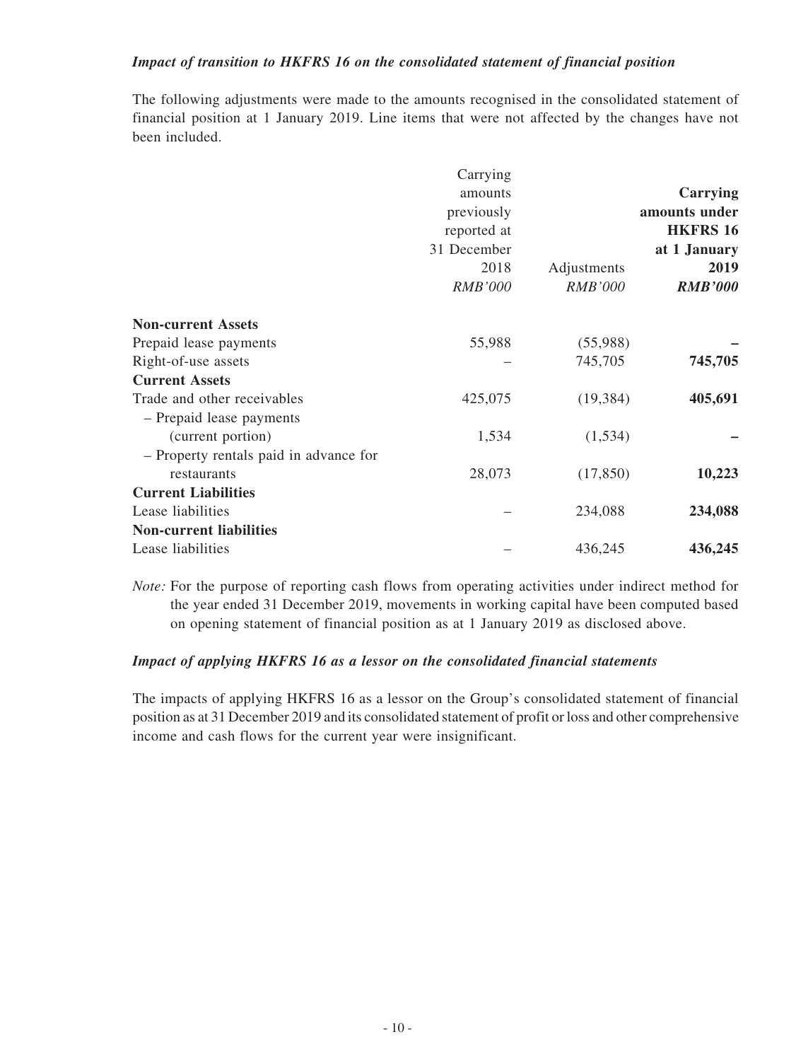### *Impact of transition to HKFRS 16 on the consolidated statement of financial position*

The following adjustments were made to the amounts recognised in the consolidated statement of financial position at 1 January 2019. Line items that were not affected by the changes have not been included.

| | Carrying amounts previously reported at 31 December 2018 | Adjustments | **Carrying amounts under HKFRS 16 at 1 January 2019** |
|---|---|---|---|
| | *RMB'000* | *RMB'000* | ***RMB'000*** |
| **Non-current Assets** | | | |
| Prepaid lease payments | 55,988 | (55,988) | **–** |
| Right-of-use assets | – | 745,705 | **745,705** |
| **Current Assets** | | | |
| Trade and other receivables | 425,075 | (19,384) | **405,691** |
| – Prepaid lease payments (current portion) | 1,534 | (1,534) | **–** |
| – Property rentals paid in advance for restaurants | 28,073 | (17,850) | **10,223** |
| **Current Liabilities** | | | |
| Lease liabilities | – | 234,088 | **234,088** |
| **Non-current liabilities** | | | |
| Lease liabilities | – | 436,245 | **436,245** |

*Note:* For the purpose of reporting cash flows from operating activities under indirect method for the year ended 31 December 2019, movements in working capital have been computed based on opening statement of financial position as at 1 January 2019 as disclosed above.

### *Impact of applying HKFRS 16 as a lessor on the consolidated financial statements*

The impacts of applying HKFRS 16 as a lessor on the Group's consolidated statement of financial position as at 31 December 2019 and its consolidated statement of profit or loss and other comprehensive income and cash flows for the current year were insignificant.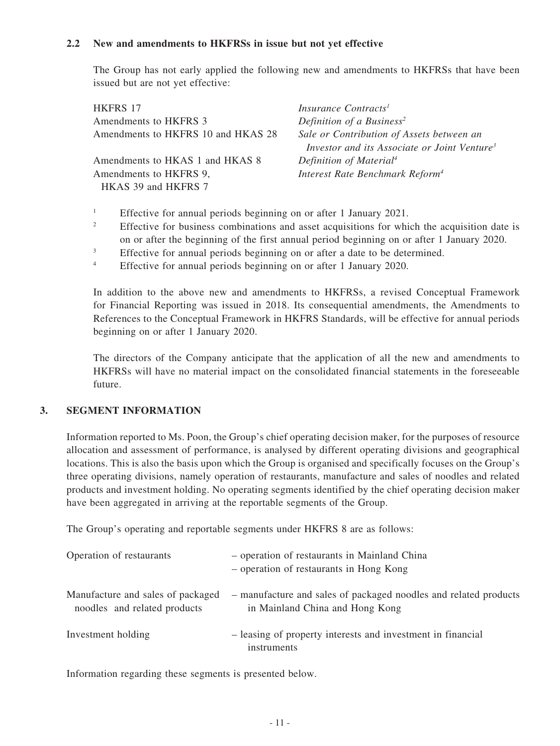### 2.2 New and amendments to HKFRSs in issue but not yet effective

The Group has not early applied the following new and amendments to HKFRSs that have been issued but are not yet effective:

| | |
|---|---|
| HKFRS 17 | *Insurance Contracts*[1] |
| Amendments to HKFRS 3 | *Definition of a Business*[2] |
| Amendments to HKFRS 10 and HKAS 28 | *Sale or Contribution of Assets between an Investor and its Associate or Joint Venture*[3] |
| Amendments to HKAS 1 and HKAS 8 | *Definition of Material*[4] |
| Amendments to HKFRS 9, HKAS 39 and HKFRS 7 | *Interest Rate Benchmark Reform*[4] |

[1] Effective for annual periods beginning on or after 1 January 2021.

[2] Effective for business combinations and asset acquisitions for which the acquisition date is on or after the beginning of the first annual period beginning on or after 1 January 2020.

[3] Effective for annual periods beginning on or after a date to be determined.

[4] Effective for annual periods beginning on or after 1 January 2020.

In addition to the above new and amendments to HKFRSs, a revised Conceptual Framework for Financial Reporting was issued in 2018. Its consequential amendments, the Amendments to References to the Conceptual Framework in HKFRS Standards, will be effective for annual periods beginning on or after 1 January 2020.

The directors of the Company anticipate that the application of all the new and amendments to HKFRSs will have no material impact on the consolidated financial statements in the foreseeable future.

## 3. SEGMENT INFORMATION

Information reported to Ms. Poon, the Group's chief operating decision maker, for the purposes of resource allocation and assessment of performance, is analysed by different operating divisions and geographical locations. This is also the basis upon which the Group is organised and specifically focuses on the Group's three operating divisions, namely operation of restaurants, manufacture and sales of noodles and related products and investment holding. No operating segments identified by the chief operating decision maker have been aggregated in arriving at the reportable segments of the Group.

The Group's operating and reportable segments under HKFRS 8 are as follows:

| | |
|---|---|
| Operation of restaurants | – operation of restaurants in Mainland China<br>– operation of restaurants in Hong Kong |
| Manufacture and sales of packaged noodles and related products | – manufacture and sales of packaged noodles and related products in Mainland China and Hong Kong |
| Investment holding | – leasing of property interests and investment in financial instruments |

Information regarding these segments is presented below.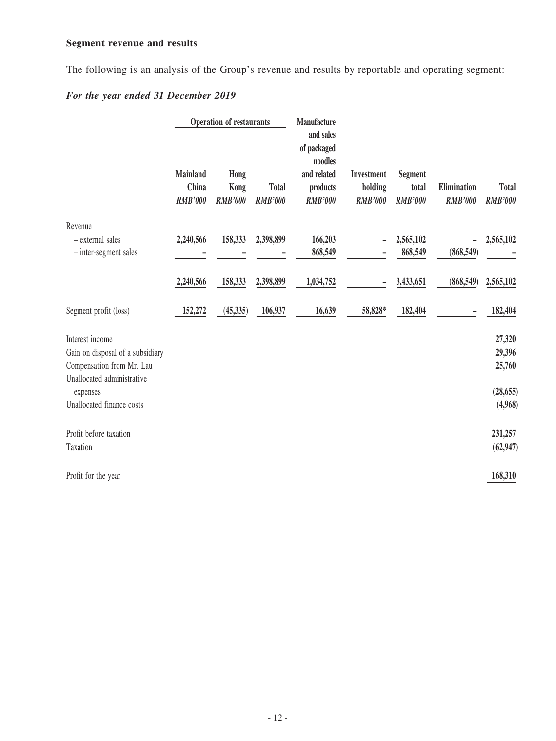**Segment revenue and results**

The following is an analysis of the Group's revenue and results by reportable and operating segment:

***For the year ended 31 December 2019***

| | Operation of restaurants | | | Manufacture and sales of packaged noodles and related products | Investment holding | Segment total | Elimination | Total |
|---|---|---|---|---|---|---|---|---|
| | Mainland China | Hong Kong | Total | | | | | |
| | *RMB'000* | *RMB'000* | *RMB'000* | *RMB'000* | *RMB'000* | *RMB'000* | *RMB'000* | *RMB'000* |
| Revenue | | | | | | | | |
| – external sales | **2,240,566** | **158,333** | **2,398,899** | **166,203** | **–** | **2,565,102** | **–** | **2,565,102** |
| – inter-segment sales | **–** | **–** | **–** | **868,549** | **–** | **868,549** | **(868,549)** | **–** |
| | **2,240,566** | **158,333** | **2,398,899** | **1,034,752** | **–** | **3,433,651** | **(868,549)** | **2,565,102** |
| Segment profit (loss) | **152,272** | **(45,335)** | **106,937** | **16,639** | **58,828*** | **182,404** | **–** | **182,404** |
| Interest income | | | | | | | | **27,320** |
| Gain on disposal of a subsidiary | | | | | | | | **29,396** |
| Compensation from Mr. Lau | | | | | | | | **25,760** |
| Unallocated administrative expenses | | | | | | | | **(28,655)** |
| Unallocated finance costs | | | | | | | | **(4,968)** |
| Profit before taxation | | | | | | | | **231,257** |
| Taxation | | | | | | | | **(62,947)** |
| Profit for the year | | | | | | | | **168,310** |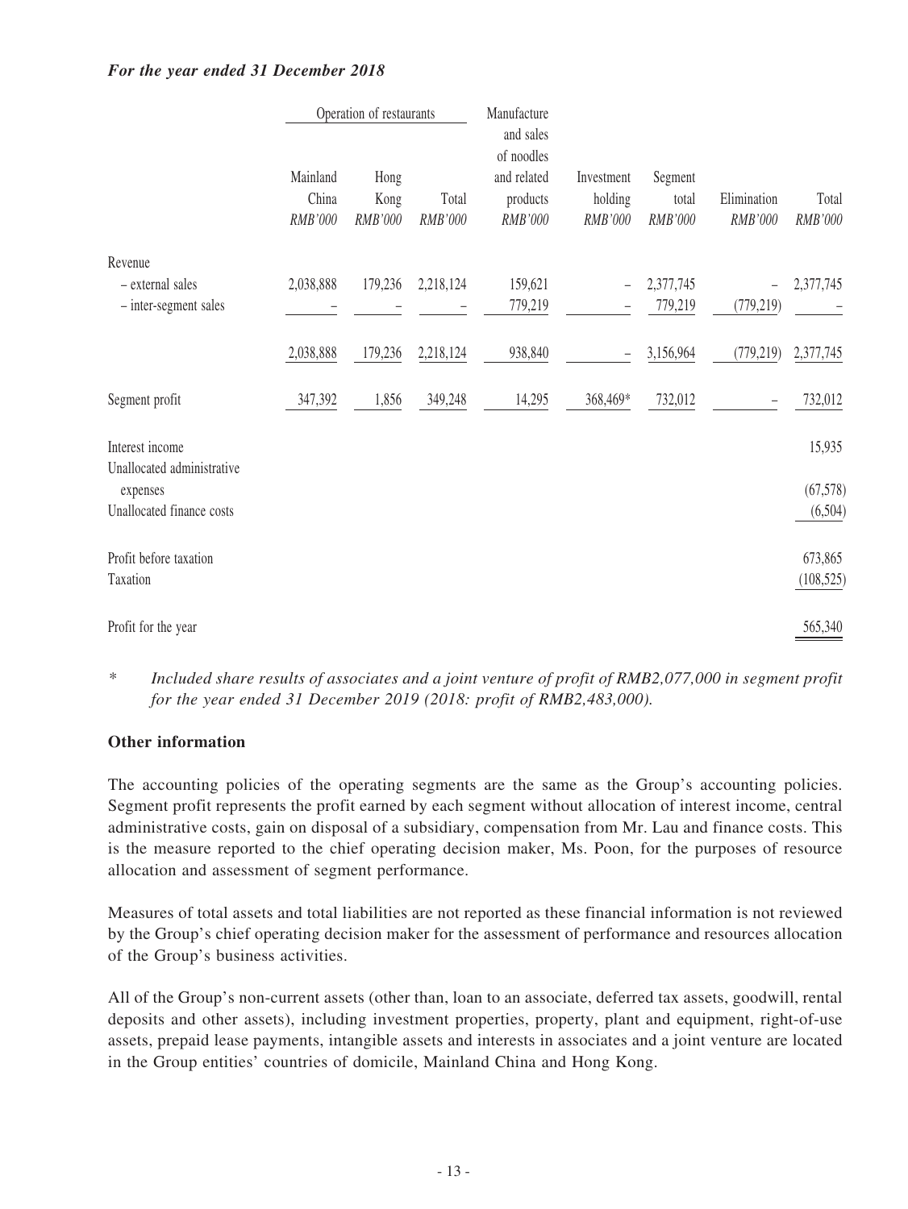***For the year ended 31 December 2018***

| | Operation of restaurants | | | Manufacture and sales of noodles and related products | Investment holding | Segment total | Elimination | Total |
|---|---|---|---|---|---|---|---|---|
| | Mainland China | Hong Kong | Total | | | | | |
| | *RMB'000* | *RMB'000* | *RMB'000* | *RMB'000* | *RMB'000* | *RMB'000* | *RMB'000* | *RMB'000* |
| Revenue | | | | | | | | |
| – external sales | 2,038,888 | 179,236 | 2,218,124 | 159,621 | – | 2,377,745 | – | 2,377,745 |
| – inter-segment sales | – | – | – | 779,219 | – | 779,219 | (779,219) | – |
| | 2,038,888 | 179,236 | 2,218,124 | 938,840 | – | 3,156,964 | (779,219) | 2,377,745 |
| Segment profit | 347,392 | 1,856 | 349,248 | 14,295 | 368,469* | 732,012 | – | 732,012 |
| Interest income | | | | | | | | 15,935 |
| Unallocated administrative expenses | | | | | | | | (67,578) |
| Unallocated finance costs | | | | | | | | (6,504) |
| Profit before taxation | | | | | | | | 673,865 |
| Taxation | | | | | | | | (108,525) |
| Profit for the year | | | | | | | | 565,340 |

\* *Included share results of associates and a joint venture of profit of RMB2,077,000 in segment profit for the year ended 31 December 2019 (2018: profit of RMB2,483,000).*

**Other information**

The accounting policies of the operating segments are the same as the Group's accounting policies. Segment profit represents the profit earned by each segment without allocation of interest income, central administrative costs, gain on disposal of a subsidiary, compensation from Mr. Lau and finance costs. This is the measure reported to the chief operating decision maker, Ms. Poon, for the purposes of resource allocation and assessment of segment performance.

Measures of total assets and total liabilities are not reported as these financial information is not reviewed by the Group's chief operating decision maker for the assessment of performance and resources allocation of the Group's business activities.

All of the Group's non-current assets (other than, loan to an associate, deferred tax assets, goodwill, rental deposits and other assets), including investment properties, property, plant and equipment, right-of-use assets, prepaid lease payments, intangible assets and interests in associates and a joint venture are located in the Group entities' countries of domicile, Mainland China and Hong Kong.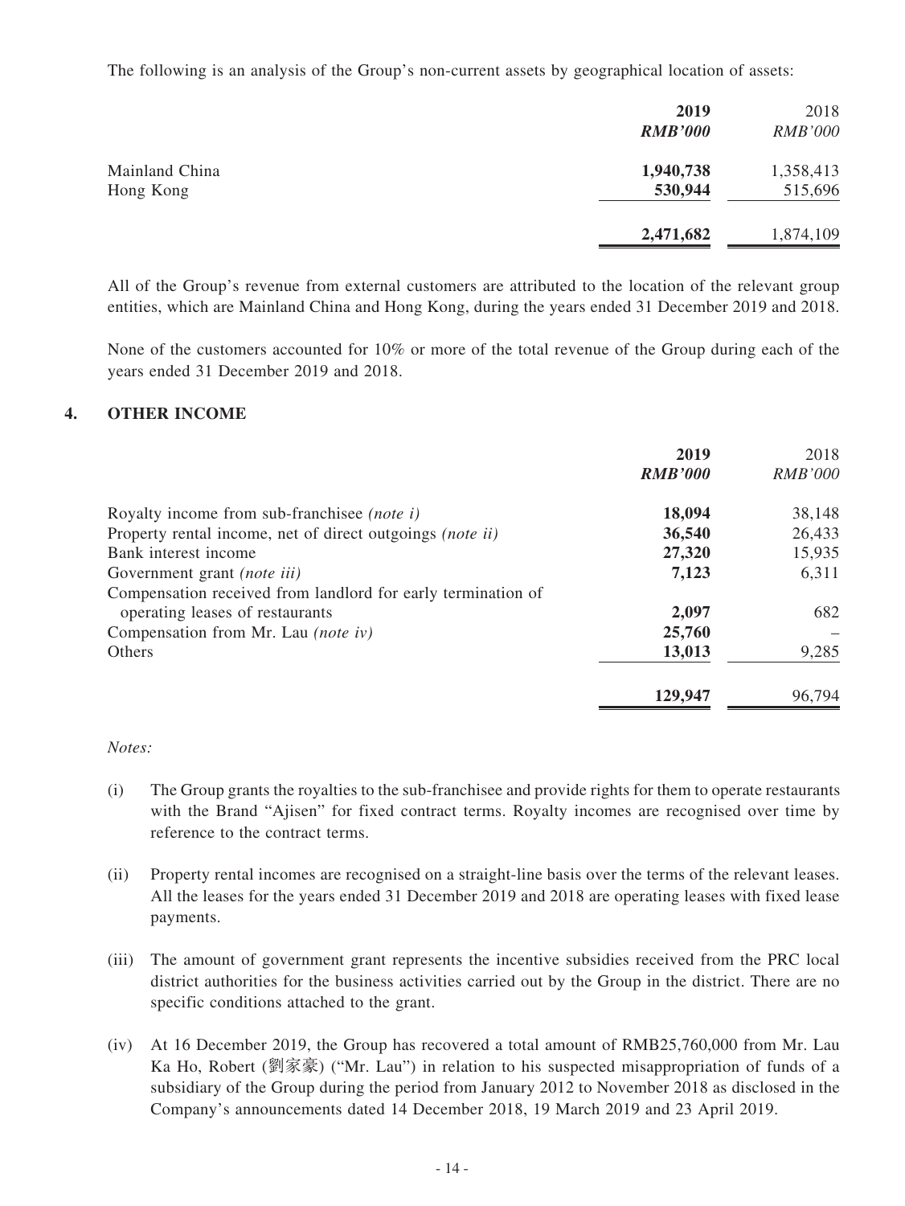The following is an analysis of the Group's non-current assets by geographical location of assets:

| | 2019 | 2018 |
|---|---|---|
| | *RMB'000* | *RMB'000* |
| Mainland China | **1,940,738** | 1,358,413 |
| Hong Kong | **530,944** | 515,696 |
| | **2,471,682** | 1,874,109 |

All of the Group's revenue from external customers are attributed to the location of the relevant group entities, which are Mainland China and Hong Kong, during the years ended 31 December 2019 and 2018.

None of the customers accounted for 10% or more of the total revenue of the Group during each of the years ended 31 December 2019 and 2018.

## 4. OTHER INCOME

| | 2019 | 2018 |
|---|---|---|
| | *RMB'000* | *RMB'000* |
| Royalty income from sub-franchisee *(note i)* | **18,094** | 38,148 |
| Property rental income, net of direct outgoings *(note ii)* | **36,540** | 26,433 |
| Bank interest income | **27,320** | 15,935 |
| Government grant *(note iii)* | **7,123** | 6,311 |
| Compensation received from landlord for early termination of operating leases of restaurants | **2,097** | 682 |
| Compensation from Mr. Lau *(note iv)* | **25,760** | – |
| Others | **13,013** | 9,285 |
| | **129,947** | 96,794 |

*Notes:*

(i) The Group grants the royalties to the sub-franchisee and provide rights for them to operate restaurants with the Brand "Ajisen" for fixed contract terms. Royalty incomes are recognised over time by reference to the contract terms.

(ii) Property rental incomes are recognised on a straight-line basis over the terms of the relevant leases. All the leases for the years ended 31 December 2019 and 2018 are operating leases with fixed lease payments.

(iii) The amount of government grant represents the incentive subsidies received from the PRC local district authorities for the business activities carried out by the Group in the district. There are no specific conditions attached to the grant.

(iv) At 16 December 2019, the Group has recovered a total amount of RMB25,760,000 from Mr. Lau Ka Ho, Robert (劉家豪) ("Mr. Lau") in relation to his suspected misappropriation of funds of a subsidiary of the Group during the period from January 2012 to November 2018 as disclosed in the Company's announcements dated 14 December 2018, 19 March 2019 and 23 April 2019.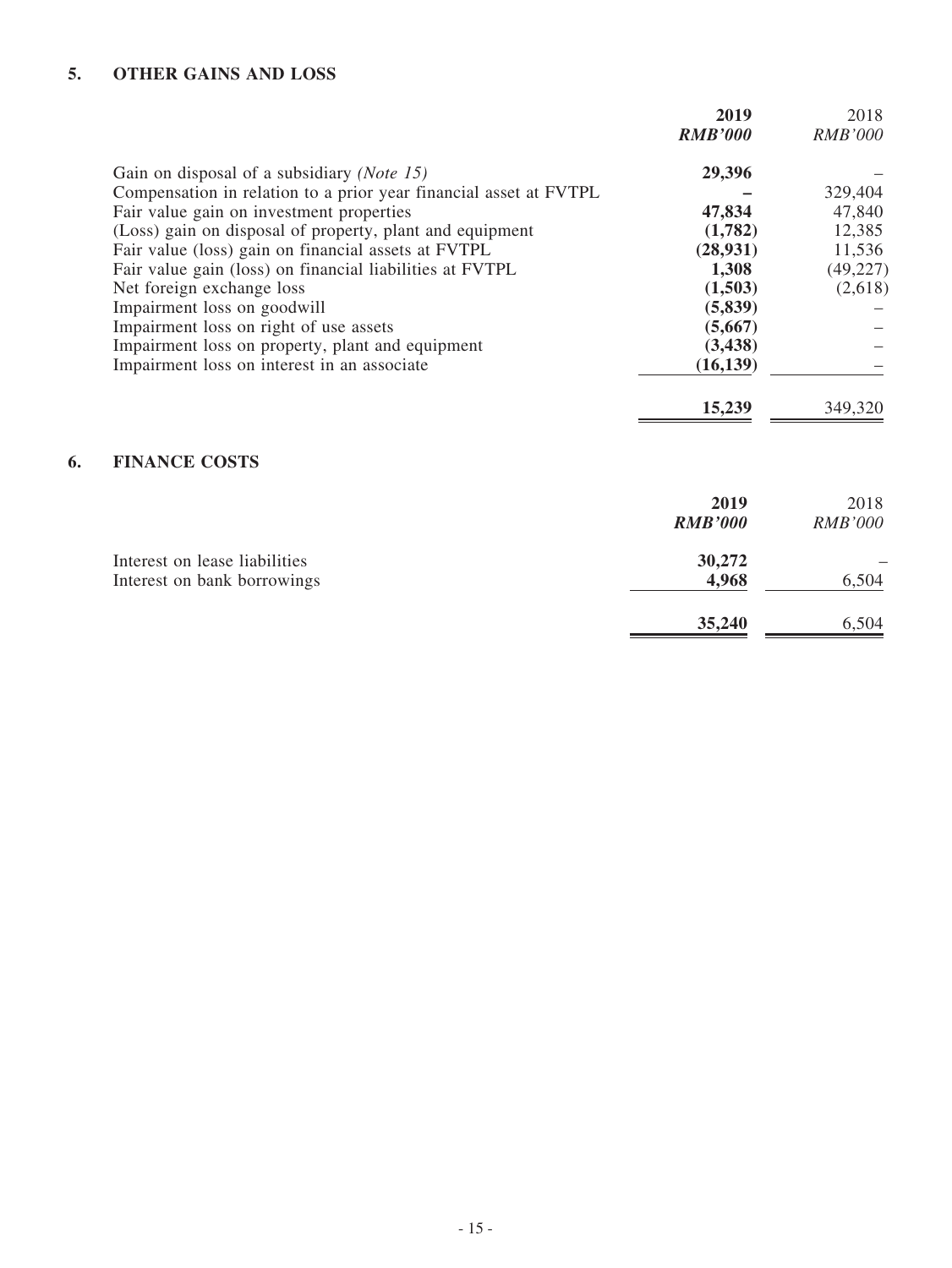## 5. OTHER GAINS AND LOSS

| | **2019** | 2018 |
|---|---|---|
| | ***RMB'000*** | *RMB'000* |
| Gain on disposal of a subsidiary *(Note 15)* | **29,396** | – |
| Compensation in relation to a prior year financial asset at FVTPL | **–** | 329,404 |
| Fair value gain on investment properties | **47,834** | 47,840 |
| (Loss) gain on disposal of property, plant and equipment | **(1,782)** | 12,385 |
| Fair value (loss) gain on financial assets at FVTPL | **(28,931)** | 11,536 |
| Fair value gain (loss) on financial liabilities at FVTPL | **1,308** | (49,227) |
| Net foreign exchange loss | **(1,503)** | (2,618) |
| Impairment loss on goodwill | **(5,839)** | – |
| Impairment loss on right of use assets | **(5,667)** | – |
| Impairment loss on property, plant and equipment | **(3,438)** | – |
| Impairment loss on interest in an associate | **(16,139)** | – |
| | **15,239** | 349,320 |

## 6. FINANCE COSTS

| | **2019** | 2018 |
|---|---|---|
| | ***RMB'000*** | *RMB'000* |
| Interest on lease liabilities | **30,272** | – |
| Interest on bank borrowings | **4,968** | 6,504 |
| | **35,240** | 6,504 |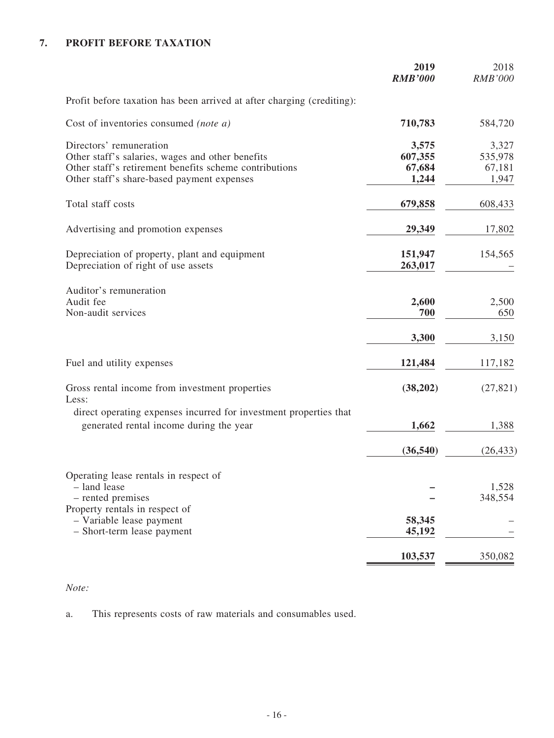## 7. PROFIT BEFORE TAXATION

| | 2019 | 2018 |
|---|---|---|
| | *RMB'000* | *RMB'000* |
| Profit before taxation has been arrived at after charging (crediting): | | |
| Cost of inventories consumed *(note a)* | **710,783** | 584,720 |
| Directors' remuneration | **3,575** | 3,327 |
| Other staff's salaries, wages and other benefits | **607,355** | 535,978 |
| Other staff's retirement benefits scheme contributions | **67,684** | 67,181 |
| Other staff's share-based payment expenses | **1,244** | 1,947 |
| Total staff costs | **679,858** | 608,433 |
| Advertising and promotion expenses | **29,349** | 17,802 |
| Depreciation of property, plant and equipment | **151,947** | 154,565 |
| Depreciation of right of use assets | **263,017** | – |
| Auditor's remuneration | | |
| Audit fee | **2,600** | 2,500 |
| Non-audit services | **700** | 650 |
| | **3,300** | 3,150 |
| Fuel and utility expenses | **121,484** | 117,182 |
| Gross rental income from investment properties | **(38,202)** | (27,821) |
| Less: | | |
| direct operating expenses incurred for investment properties that generated rental income during the year | **1,662** | 1,388 |
| | **(36,540)** | (26,433) |
| Operating lease rentals in respect of | | |
| – land lease | **–** | 1,528 |
| – rented premises | **–** | 348,554 |
| Property rentals in respect of | | |
| – Variable lease payment | **58,345** | – |
| – Short-term lease payment | **45,192** | – |
| | **103,537** | 350,082 |

*Note:*

a. This represents costs of raw materials and consumables used.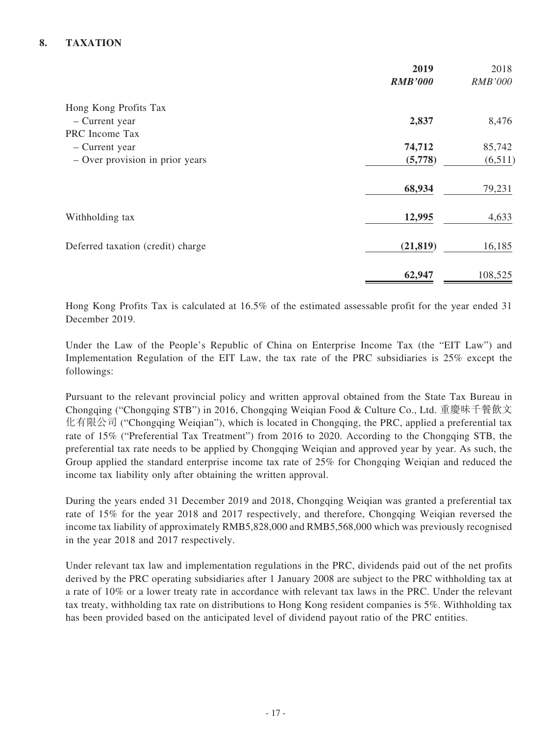## 8. TAXATION

| | **2019** | 2018 |
|---|---|---|
| | ***RMB'000*** | *RMB'000* |
| Hong Kong Profits Tax | | |
| – Current year | **2,837** | 8,476 |
| PRC Income Tax | | |
| – Current year | **74,712** | 85,742 |
| – Over provision in prior years | **(5,778)** | (6,511) |
| | **68,934** | 79,231 |
| Withholding tax | **12,995** | 4,633 |
| Deferred taxation (credit) charge | **(21,819)** | 16,185 |
| | **62,947** | 108,525 |

Hong Kong Profits Tax is calculated at 16.5% of the estimated assessable profit for the year ended 31 December 2019.

Under the Law of the People's Republic of China on Enterprise Income Tax (the "EIT Law") and Implementation Regulation of the EIT Law, the tax rate of the PRC subsidiaries is 25% except the followings:

Pursuant to the relevant provincial policy and written approval obtained from the State Tax Bureau in Chongqing ("Chongqing STB") in 2016, Chongqing Weiqian Food & Culture Co., Ltd. 重慶味千餐飲文化有限公司 ("Chongqing Weiqian"), which is located in Chongqing, the PRC, applied a preferential tax rate of 15% ("Preferential Tax Treatment") from 2016 to 2020. According to the Chongqing STB, the preferential tax rate needs to be applied by Chongqing Weiqian and approved year by year. As such, the Group applied the standard enterprise income tax rate of 25% for Chongqing Weiqian and reduced the income tax liability only after obtaining the written approval.

During the years ended 31 December 2019 and 2018, Chongqing Weiqian was granted a preferential tax rate of 15% for the year 2018 and 2017 respectively, and therefore, Chongqing Weiqian reversed the income tax liability of approximately RMB5,828,000 and RMB5,568,000 which was previously recognised in the year 2018 and 2017 respectively.

Under relevant tax law and implementation regulations in the PRC, dividends paid out of the net profits derived by the PRC operating subsidiaries after 1 January 2008 are subject to the PRC withholding tax at a rate of 10% or a lower treaty rate in accordance with relevant tax laws in the PRC. Under the relevant tax treaty, withholding tax rate on distributions to Hong Kong resident companies is 5%. Withholding tax has been provided based on the anticipated level of dividend payout ratio of the PRC entities.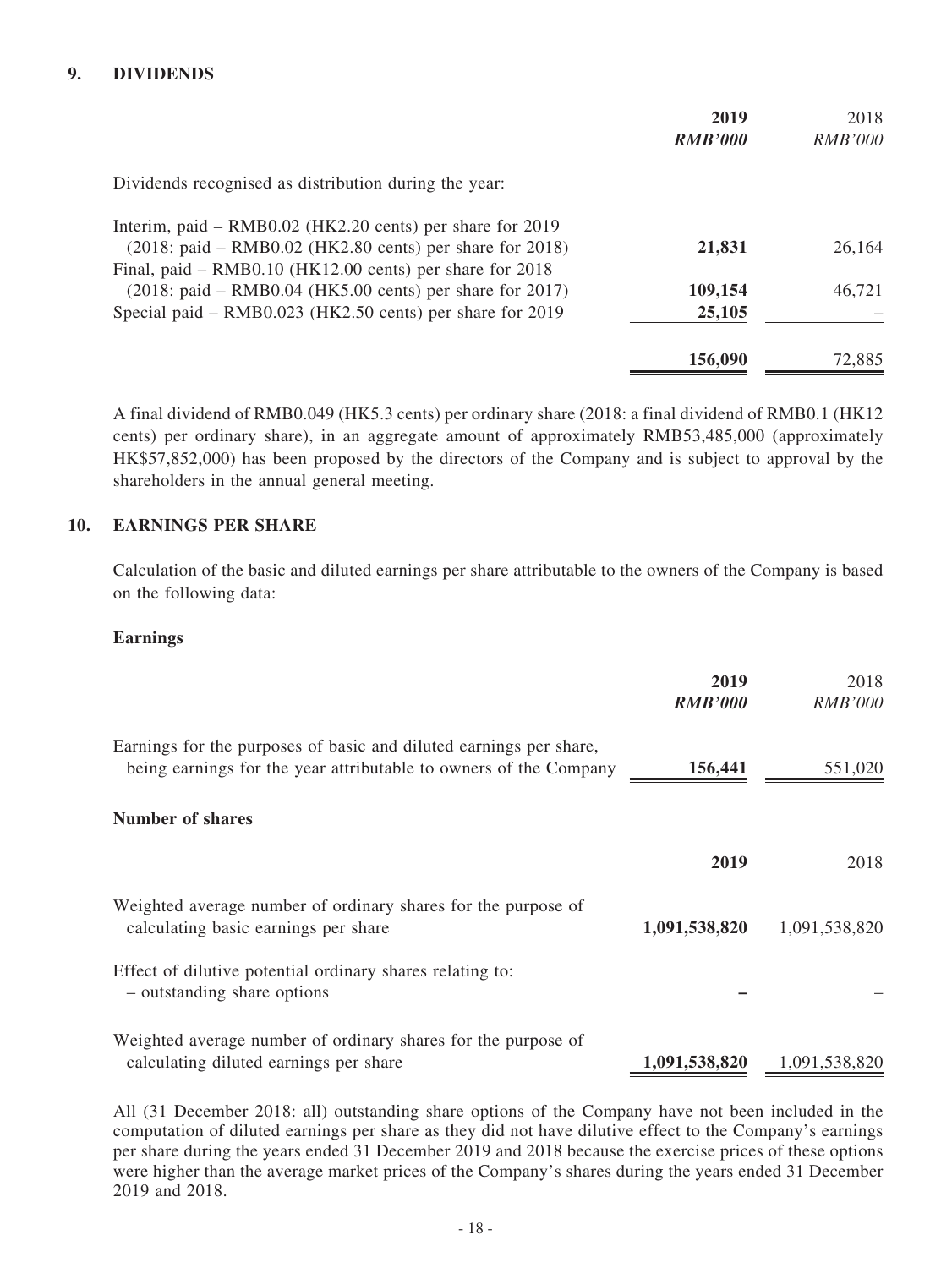## 9. DIVIDENDS

| | **2019** | 2018 |
|---|---|---|
| | ***RMB'000*** | *RMB'000* |
| Dividends recognised as distribution during the year: | | |
| Interim, paid – RMB0.02 (HK2.20 cents) per share for 2019 (2018: paid – RMB0.02 (HK2.80 cents) per share for 2018) | **21,831** | 26,164 |
| Final, paid – RMB0.10 (HK12.00 cents) per share for 2018 (2018: paid – RMB0.04 (HK5.00 cents) per share for 2017) | **109,154** | 46,721 |
| Special paid – RMB0.023 (HK2.50 cents) per share for 2019 | **25,105** | – |
| | **156,090** | 72,885 |

A final dividend of RMB0.049 (HK5.3 cents) per ordinary share (2018: a final dividend of RMB0.1 (HK12 cents) per ordinary share), in an aggregate amount of approximately RMB53,485,000 (approximately HK$57,852,000) has been proposed by the directors of the Company and is subject to approval by the shareholders in the annual general meeting.

## 10. EARNINGS PER SHARE

Calculation of the basic and diluted earnings per share attributable to the owners of the Company is based on the following data:

**Earnings**

| | **2019** | 2018 |
|---|---|---|
| | ***RMB'000*** | *RMB'000* |
| Earnings for the purposes of basic and diluted earnings per share, being earnings for the year attributable to owners of the Company | **156,441** | 551,020 |

**Number of shares**

| | **2019** | 2018 |
|---|---|---|
| Weighted average number of ordinary shares for the purpose of calculating basic earnings per share | **1,091,538,820** | 1,091,538,820 |
| Effect of dilutive potential ordinary shares relating to: – outstanding share options | **–** | – |
| Weighted average number of ordinary shares for the purpose of calculating diluted earnings per share | **1,091,538,820** | 1,091,538,820 |

All (31 December 2018: all) outstanding share options of the Company have not been included in the computation of diluted earnings per share as they did not have dilutive effect to the Company's earnings per share during the years ended 31 December 2019 and 2018 because the exercise prices of these options were higher than the average market prices of the Company's shares during the years ended 31 December 2019 and 2018.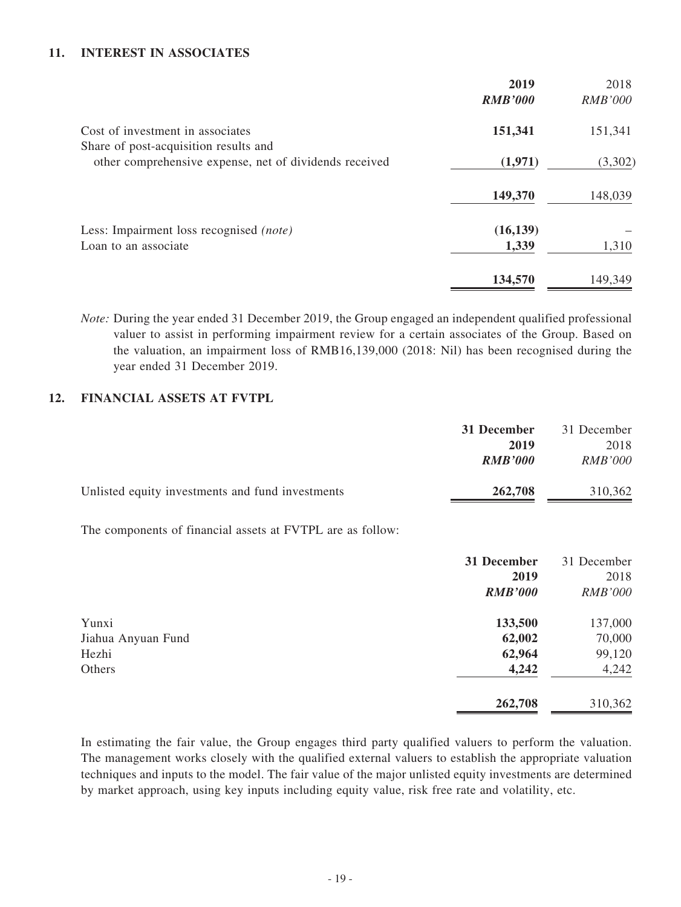## 11. INTEREST IN ASSOCIATES

| | 2019 | 2018 |
|---|---|---|
| | ***RMB'000*** | *RMB'000* |
| Cost of investment in associates | **151,341** | 151,341 |
| Share of post-acquisition results and other comprehensive expense, net of dividends received | **(1,971)** | (3,302) |
| | **149,370** | 148,039 |
| Less: Impairment loss recognised *(note)* | **(16,139)** | – |
| Loan to an associate | **1,339** | 1,310 |
| | **134,570** | 149,349 |

*Note:* During the year ended 31 December 2019, the Group engaged an independent qualified professional valuer to assist in performing impairment review for a certain associates of the Group. Based on the valuation, an impairment loss of RMB16,139,000 (2018: Nil) has been recognised during the year ended 31 December 2019.

## 12. FINANCIAL ASSETS AT FVTPL

| | 31 December 2019 | 31 December 2018 |
|---|---|---|
| | ***RMB'000*** | *RMB'000* |
| Unlisted equity investments and fund investments | **262,708** | 310,362 |

The components of financial assets at FVTPL are as follow:

| | 31 December 2019 | 31 December 2018 |
|---|---|---|
| | ***RMB'000*** | *RMB'000* |
| Yunxi | **133,500** | 137,000 |
| Jiahua Anyuan Fund | **62,002** | 70,000 |
| Hezhi | **62,964** | 99,120 |
| Others | **4,242** | 4,242 |
| | **262,708** | 310,362 |

In estimating the fair value, the Group engages third party qualified valuers to perform the valuation. The management works closely with the qualified external valuers to establish the appropriate valuation techniques and inputs to the model. The fair value of the major unlisted equity investments are determined by market approach, using key inputs including equity value, risk free rate and volatility, etc.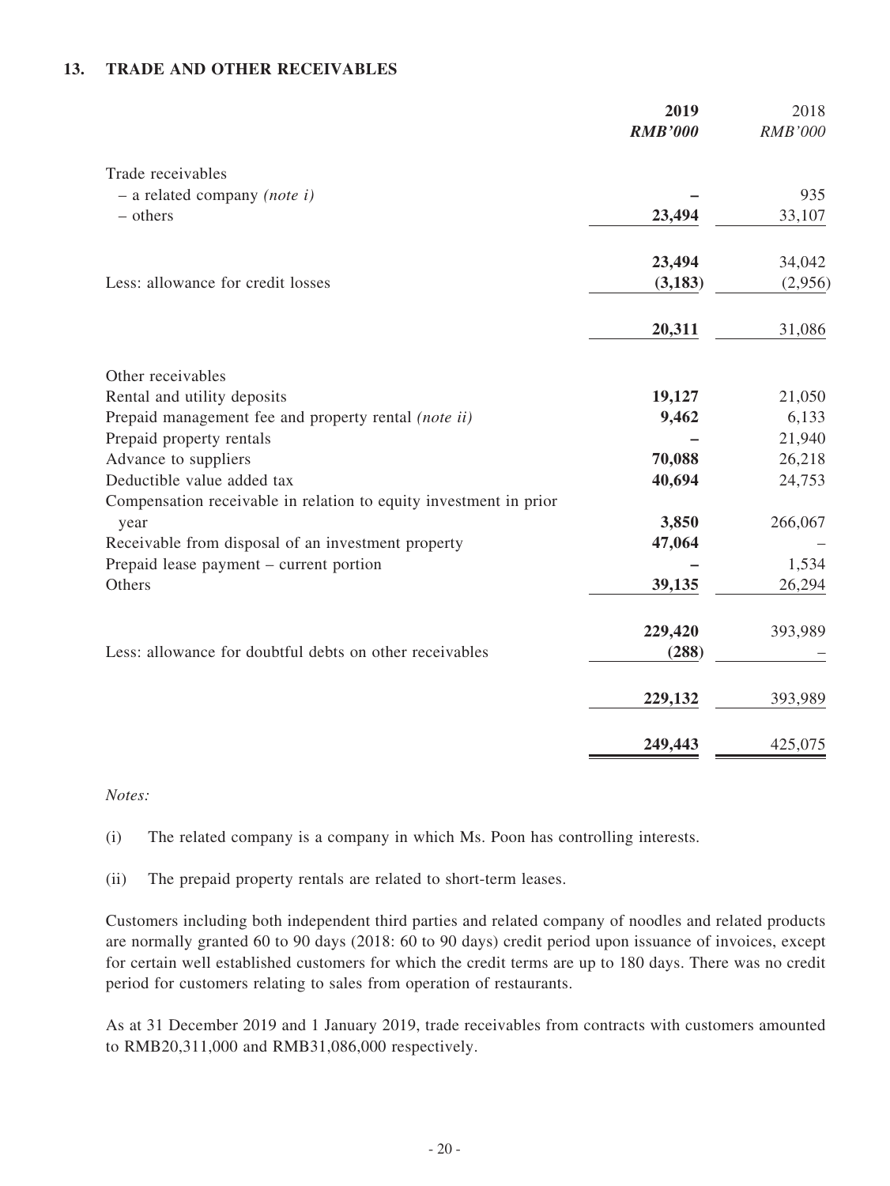## 13. TRADE AND OTHER RECEIVABLES

| | 2019 | 2018 |
|---|---|---|
| | *RMB'000* | *RMB'000* |
| Trade receivables | | |
| – a related company *(note i)* | – | 935 |
| – others | **23,494** | 33,107 |
| | **23,494** | 34,042 |
| Less: allowance for credit losses | **(3,183)** | (2,956) |
| | **20,311** | 31,086 |
| Other receivables | | |
| Rental and utility deposits | **19,127** | 21,050 |
| Prepaid management fee and property rental *(note ii)* | **9,462** | 6,133 |
| Prepaid property rentals | – | 21,940 |
| Advance to suppliers | **70,088** | 26,218 |
| Deductible value added tax | **40,694** | 24,753 |
| Compensation receivable in relation to equity investment in prior year | **3,850** | 266,067 |
| Receivable from disposal of an investment property | **47,064** | – |
| Prepaid lease payment – current portion | – | 1,534 |
| Others | **39,135** | 26,294 |
| | **229,420** | 393,989 |
| Less: allowance for doubtful debts on other receivables | **(288)** | – |
| | **229,132** | 393,989 |
| | **249,443** | 425,075 |

*Notes:*

(i) The related company is a company in which Ms. Poon has controlling interests.

(ii) The prepaid property rentals are related to short-term leases.

Customers including both independent third parties and related company of noodles and related products are normally granted 60 to 90 days (2018: 60 to 90 days) credit period upon issuance of invoices, except for certain well established customers for which the credit terms are up to 180 days. There was no credit period for customers relating to sales from operation of restaurants.

As at 31 December 2019 and 1 January 2019, trade receivables from contracts with customers amounted to RMB20,311,000 and RMB31,086,000 respectively.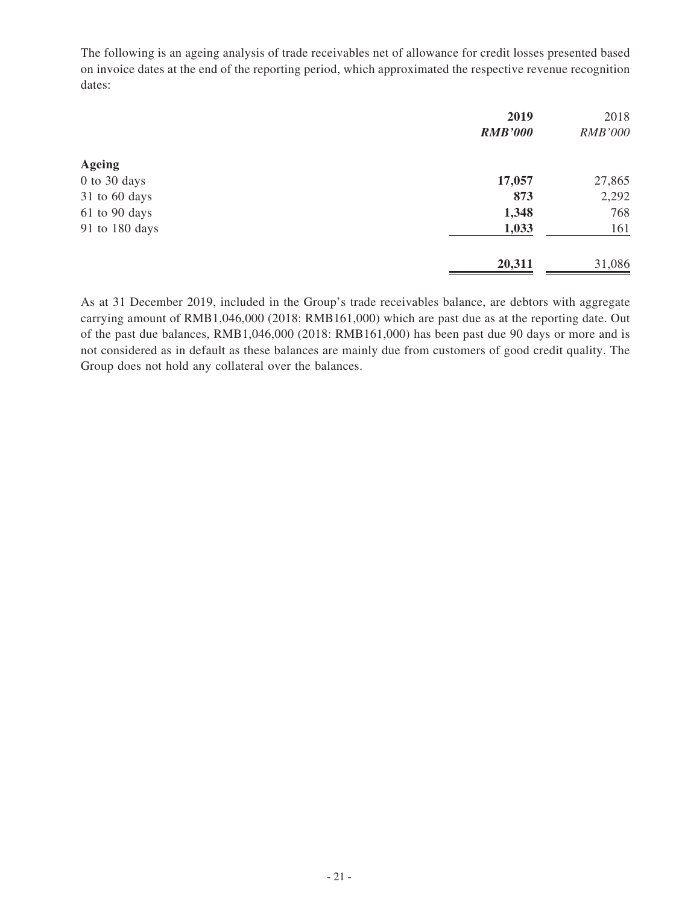The following is an ageing analysis of trade receivables net of allowance for credit losses presented based on invoice dates at the end of the reporting period, which approximated the respective revenue recognition dates:

| | **2019** | 2018 |
|---|---|---|
| | ***RMB'000*** | *RMB'000* |
| **Ageing** | | |
| 0 to 30 days | **17,057** | 27,865 |
| 31 to 60 days | **873** | 2,292 |
| 61 to 90 days | **1,348** | 768 |
| 91 to 180 days | **1,033** | 161 |
| | **20,311** | 31,086 |

As at 31 December 2019, included in the Group's trade receivables balance, are debtors with aggregate carrying amount of RMB1,046,000 (2018: RMB161,000) which are past due as at the reporting date. Out of the past due balances, RMB1,046,000 (2018: RMB161,000) has been past due 90 days or more and is not considered as in default as these balances are mainly due from customers of good credit quality. The Group does not hold any collateral over the balances.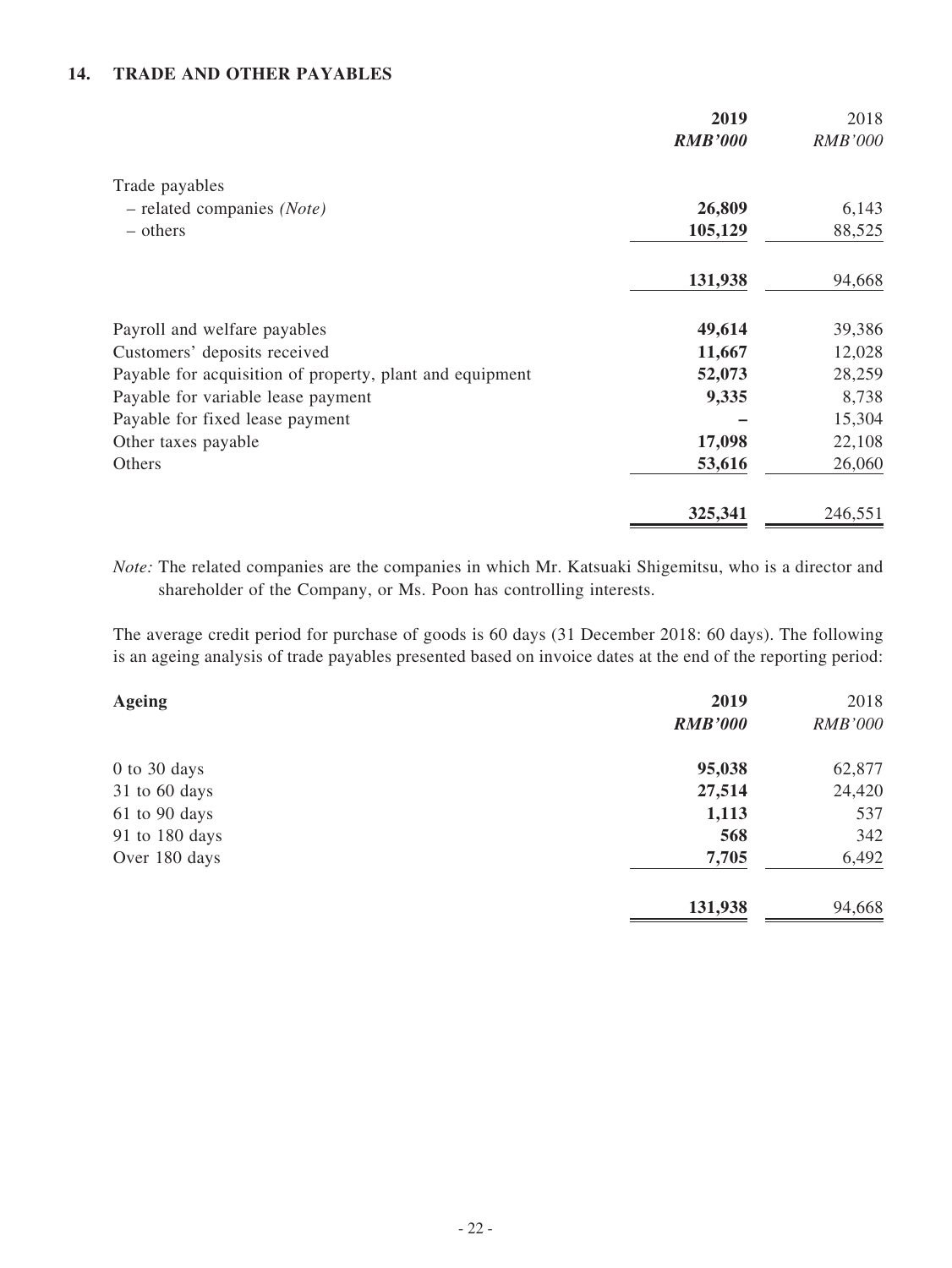## 14. TRADE AND OTHER PAYABLES

| | **2019** | 2018 |
|---|---|---|
| | ***RMB'000*** | *RMB'000* |
| Trade payables | | |
| – related companies *(Note)* | **26,809** | 6,143 |
| – others | **105,129** | 88,525 |
| | **131,938** | 94,668 |
| Payroll and welfare payables | **49,614** | 39,386 |
| Customers' deposits received | **11,667** | 12,028 |
| Payable for acquisition of property, plant and equipment | **52,073** | 28,259 |
| Payable for variable lease payment | **9,335** | 8,738 |
| Payable for fixed lease payment | **–** | 15,304 |
| Other taxes payable | **17,098** | 22,108 |
| Others | **53,616** | 26,060 |
| | **325,341** | 246,551 |

*Note:* The related companies are the companies in which Mr. Katsuaki Shigemitsu, who is a director and shareholder of the Company, or Ms. Poon has controlling interests.

The average credit period for purchase of goods is 60 days (31 December 2018: 60 days). The following is an ageing analysis of trade payables presented based on invoice dates at the end of the reporting period:

| **Ageing** | **2019** | 2018 |
|---|---|---|
| | ***RMB'000*** | *RMB'000* |
| 0 to 30 days | **95,038** | 62,877 |
| 31 to 60 days | **27,514** | 24,420 |
| 61 to 90 days | **1,113** | 537 |
| 91 to 180 days | **568** | 342 |
| Over 180 days | **7,705** | 6,492 |
| | **131,938** | 94,668 |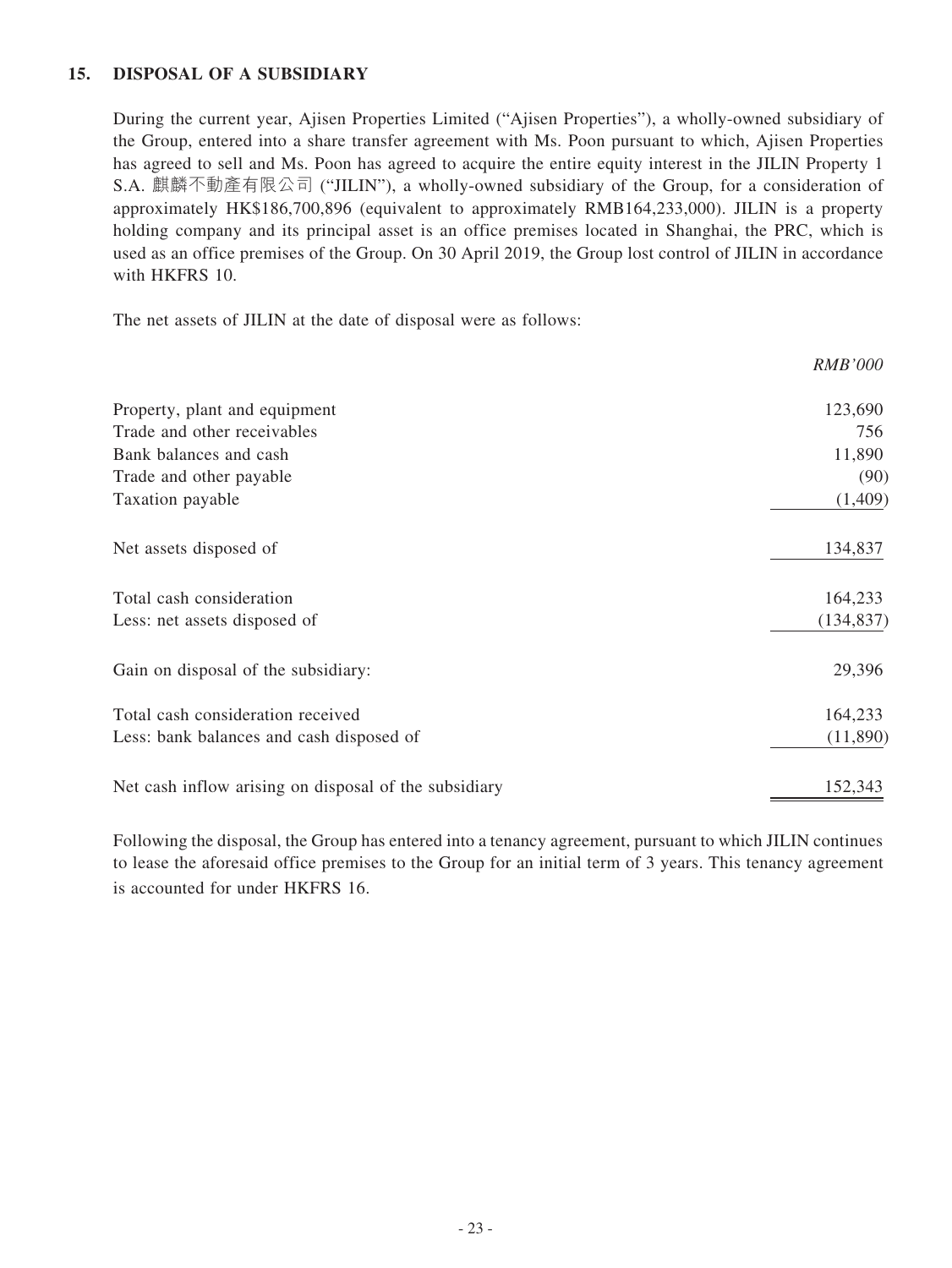## 15. DISPOSAL OF A SUBSIDIARY

During the current year, Ajisen Properties Limited ("Ajisen Properties"), a wholly-owned subsidiary of the Group, entered into a share transfer agreement with Ms. Poon pursuant to which, Ajisen Properties has agreed to sell and Ms. Poon has agreed to acquire the entire equity interest in the JILIN Property 1 S.A. 麒麟不動產有限公司 ("JILIN"), a wholly-owned subsidiary of the Group, for a consideration of approximately HK$186,700,896 (equivalent to approximately RMB164,233,000). JILIN is a property holding company and its principal asset is an office premises located in Shanghai, the PRC, which is used as an office premises of the Group. On 30 April 2019, the Group lost control of JILIN in accordance with HKFRS 10.

The net assets of JILIN at the date of disposal were as follows:

| | *RMB'000* |
|---|---:|
| Property, plant and equipment | 123,690 |
| Trade and other receivables | 756 |
| Bank balances and cash | 11,890 |
| Trade and other payable | (90) |
| Taxation payable | (1,409) |
| Net assets disposed of | 134,837 |
| Total cash consideration | 164,233 |
| Less: net assets disposed of | (134,837) |
| Gain on disposal of the subsidiary: | 29,396 |
| Total cash consideration received | 164,233 |
| Less: bank balances and cash disposed of | (11,890) |
| Net cash inflow arising on disposal of the subsidiary | 152,343 |

Following the disposal, the Group has entered into a tenancy agreement, pursuant to which JILIN continues to lease the aforesaid office premises to the Group for an initial term of 3 years. This tenancy agreement is accounted for under HKFRS 16.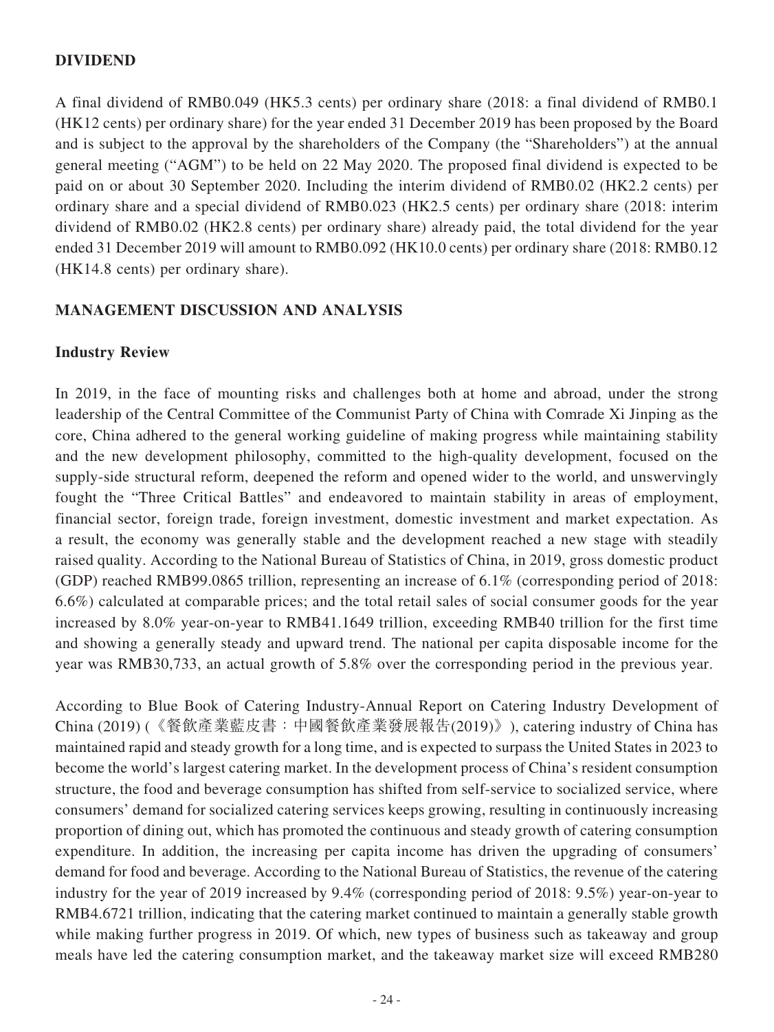## DIVIDEND

A final dividend of RMB0.049 (HK5.3 cents) per ordinary share (2018: a final dividend of RMB0.1 (HK12 cents) per ordinary share) for the year ended 31 December 2019 has been proposed by the Board and is subject to the approval by the shareholders of the Company (the "Shareholders") at the annual general meeting ("AGM") to be held on 22 May 2020. The proposed final dividend is expected to be paid on or about 30 September 2020. Including the interim dividend of RMB0.02 (HK2.2 cents) per ordinary share and a special dividend of RMB0.023 (HK2.5 cents) per ordinary share (2018: interim dividend of RMB0.02 (HK2.8 cents) per ordinary share) already paid, the total dividend for the year ended 31 December 2019 will amount to RMB0.092 (HK10.0 cents) per ordinary share (2018: RMB0.12 (HK14.8 cents) per ordinary share).

## MANAGEMENT DISCUSSION AND ANALYSIS

### Industry Review

In 2019, in the face of mounting risks and challenges both at home and abroad, under the strong leadership of the Central Committee of the Communist Party of China with Comrade Xi Jinping as the core, China adhered to the general working guideline of making progress while maintaining stability and the new development philosophy, committed to the high-quality development, focused on the supply-side structural reform, deepened the reform and opened wider to the world, and unswervingly fought the "Three Critical Battles" and endeavored to maintain stability in areas of employment, financial sector, foreign trade, foreign investment, domestic investment and market expectation. As a result, the economy was generally stable and the development reached a new stage with steadily raised quality. According to the National Bureau of Statistics of China, in 2019, gross domestic product (GDP) reached RMB99.0865 trillion, representing an increase of 6.1% (corresponding period of 2018: 6.6%) calculated at comparable prices; and the total retail sales of social consumer goods for the year increased by 8.0% year-on-year to RMB41.1649 trillion, exceeding RMB40 trillion for the first time and showing a generally steady and upward trend. The national per capita disposable income for the year was RMB30,733, an actual growth of 5.8% over the corresponding period in the previous year.

According to Blue Book of Catering Industry-Annual Report on Catering Industry Development of China (2019) (《餐飲產業藍皮書：中國餐飲產業發展報告(2019)》), catering industry of China has maintained rapid and steady growth for a long time, and is expected to surpass the United States in 2023 to become the world's largest catering market. In the development process of China's resident consumption structure, the food and beverage consumption has shifted from self-service to socialized service, where consumers' demand for socialized catering services keeps growing, resulting in continuously increasing proportion of dining out, which has promoted the continuous and steady growth of catering consumption expenditure. In addition, the increasing per capita income has driven the upgrading of consumers' demand for food and beverage. According to the National Bureau of Statistics, the revenue of the catering industry for the year of 2019 increased by 9.4% (corresponding period of 2018: 9.5%) year-on-year to RMB4.6721 trillion, indicating that the catering market continued to maintain a generally stable growth while making further progress in 2019. Of which, new types of business such as takeaway and group meals have led the catering consumption market, and the takeaway market size will exceed RMB280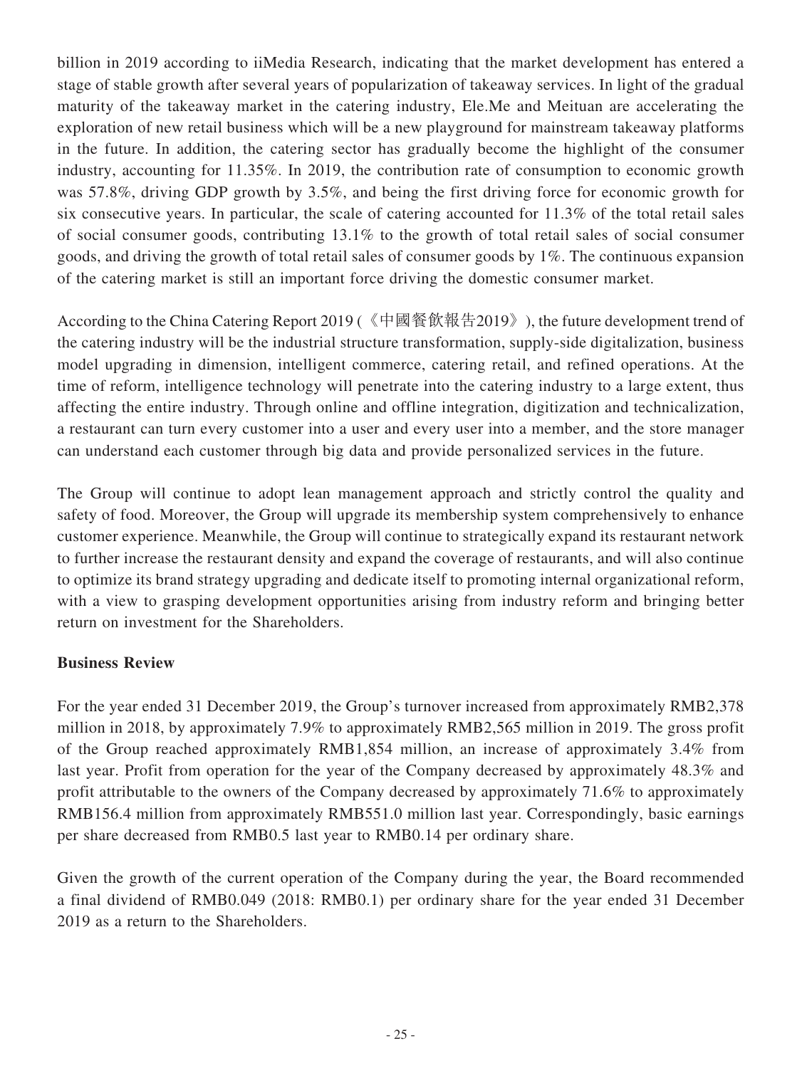billion in 2019 according to iiMedia Research, indicating that the market development has entered a stage of stable growth after several years of popularization of takeaway services. In light of the gradual maturity of the takeaway market in the catering industry, Ele.Me and Meituan are accelerating the exploration of new retail business which will be a new playground for mainstream takeaway platforms in the future. In addition, the catering sector has gradually become the highlight of the consumer industry, accounting for 11.35%. In 2019, the contribution rate of consumption to economic growth was 57.8%, driving GDP growth by 3.5%, and being the first driving force for economic growth for six consecutive years. In particular, the scale of catering accounted for 11.3% of the total retail sales of social consumer goods, contributing 13.1% to the growth of total retail sales of social consumer goods, and driving the growth of total retail sales of consumer goods by 1%. The continuous expansion of the catering market is still an important force driving the domestic consumer market.

According to the China Catering Report 2019 (《中國餐飲報告2019》), the future development trend of the catering industry will be the industrial structure transformation, supply-side digitalization, business model upgrading in dimension, intelligent commerce, catering retail, and refined operations. At the time of reform, intelligence technology will penetrate into the catering industry to a large extent, thus affecting the entire industry. Through online and offline integration, digitization and technicalization, a restaurant can turn every customer into a user and every user into a member, and the store manager can understand each customer through big data and provide personalized services in the future.

The Group will continue to adopt lean management approach and strictly control the quality and safety of food. Moreover, the Group will upgrade its membership system comprehensively to enhance customer experience. Meanwhile, the Group will continue to strategically expand its restaurant network to further increase the restaurant density and expand the coverage of restaurants, and will also continue to optimize its brand strategy upgrading and dedicate itself to promoting internal organizational reform, with a view to grasping development opportunities arising from industry reform and bringing better return on investment for the Shareholders.

**Business Review**

For the year ended 31 December 2019, the Group's turnover increased from approximately RMB2,378 million in 2018, by approximately 7.9% to approximately RMB2,565 million in 2019. The gross profit of the Group reached approximately RMB1,854 million, an increase of approximately 3.4% from last year. Profit from operation for the year of the Company decreased by approximately 48.3% and profit attributable to the owners of the Company decreased by approximately 71.6% to approximately RMB156.4 million from approximately RMB551.0 million last year. Correspondingly, basic earnings per share decreased from RMB0.5 last year to RMB0.14 per ordinary share.

Given the growth of the current operation of the Company during the year, the Board recommended a final dividend of RMB0.049 (2018: RMB0.1) per ordinary share for the year ended 31 December 2019 as a return to the Shareholders.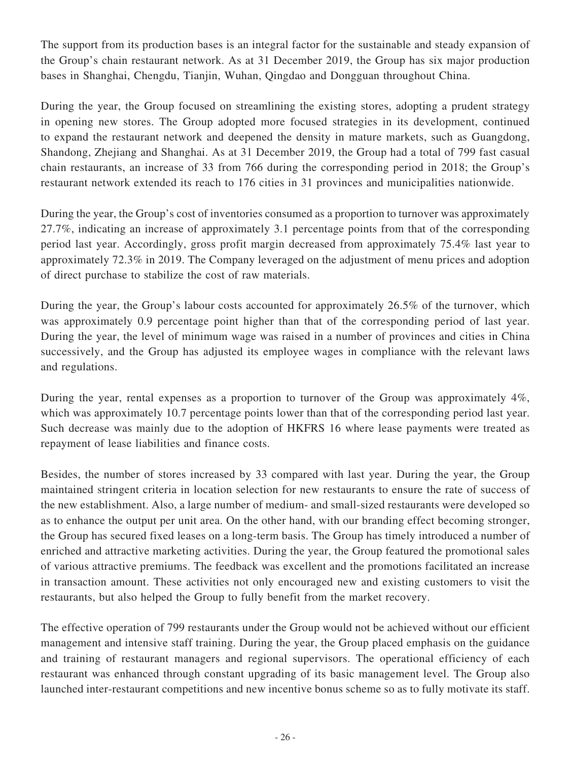The support from its production bases is an integral factor for the sustainable and steady expansion of the Group's chain restaurant network. As at 31 December 2019, the Group has six major production bases in Shanghai, Chengdu, Tianjin, Wuhan, Qingdao and Dongguan throughout China.

During the year, the Group focused on streamlining the existing stores, adopting a prudent strategy in opening new stores. The Group adopted more focused strategies in its development, continued to expand the restaurant network and deepened the density in mature markets, such as Guangdong, Shandong, Zhejiang and Shanghai. As at 31 December 2019, the Group had a total of 799 fast casual chain restaurants, an increase of 33 from 766 during the corresponding period in 2018; the Group's restaurant network extended its reach to 176 cities in 31 provinces and municipalities nationwide.

During the year, the Group's cost of inventories consumed as a proportion to turnover was approximately 27.7%, indicating an increase of approximately 3.1 percentage points from that of the corresponding period last year. Accordingly, gross profit margin decreased from approximately 75.4% last year to approximately 72.3% in 2019. The Company leveraged on the adjustment of menu prices and adoption of direct purchase to stabilize the cost of raw materials.

During the year, the Group's labour costs accounted for approximately 26.5% of the turnover, which was approximately 0.9 percentage point higher than that of the corresponding period of last year. During the year, the level of minimum wage was raised in a number of provinces and cities in China successively, and the Group has adjusted its employee wages in compliance with the relevant laws and regulations.

During the year, rental expenses as a proportion to turnover of the Group was approximately 4%, which was approximately 10.7 percentage points lower than that of the corresponding period last year. Such decrease was mainly due to the adoption of HKFRS 16 where lease payments were treated as repayment of lease liabilities and finance costs.

Besides, the number of stores increased by 33 compared with last year. During the year, the Group maintained stringent criteria in location selection for new restaurants to ensure the rate of success of the new establishment. Also, a large number of medium- and small-sized restaurants were developed so as to enhance the output per unit area. On the other hand, with our branding effect becoming stronger, the Group has secured fixed leases on a long-term basis. The Group has timely introduced a number of enriched and attractive marketing activities. During the year, the Group featured the promotional sales of various attractive premiums. The feedback was excellent and the promotions facilitated an increase in transaction amount. These activities not only encouraged new and existing customers to visit the restaurants, but also helped the Group to fully benefit from the market recovery.

The effective operation of 799 restaurants under the Group would not be achieved without our efficient management and intensive staff training. During the year, the Group placed emphasis on the guidance and training of restaurant managers and regional supervisors. The operational efficiency of each restaurant was enhanced through constant upgrading of its basic management level. The Group also launched inter-restaurant competitions and new incentive bonus scheme so as to fully motivate its staff.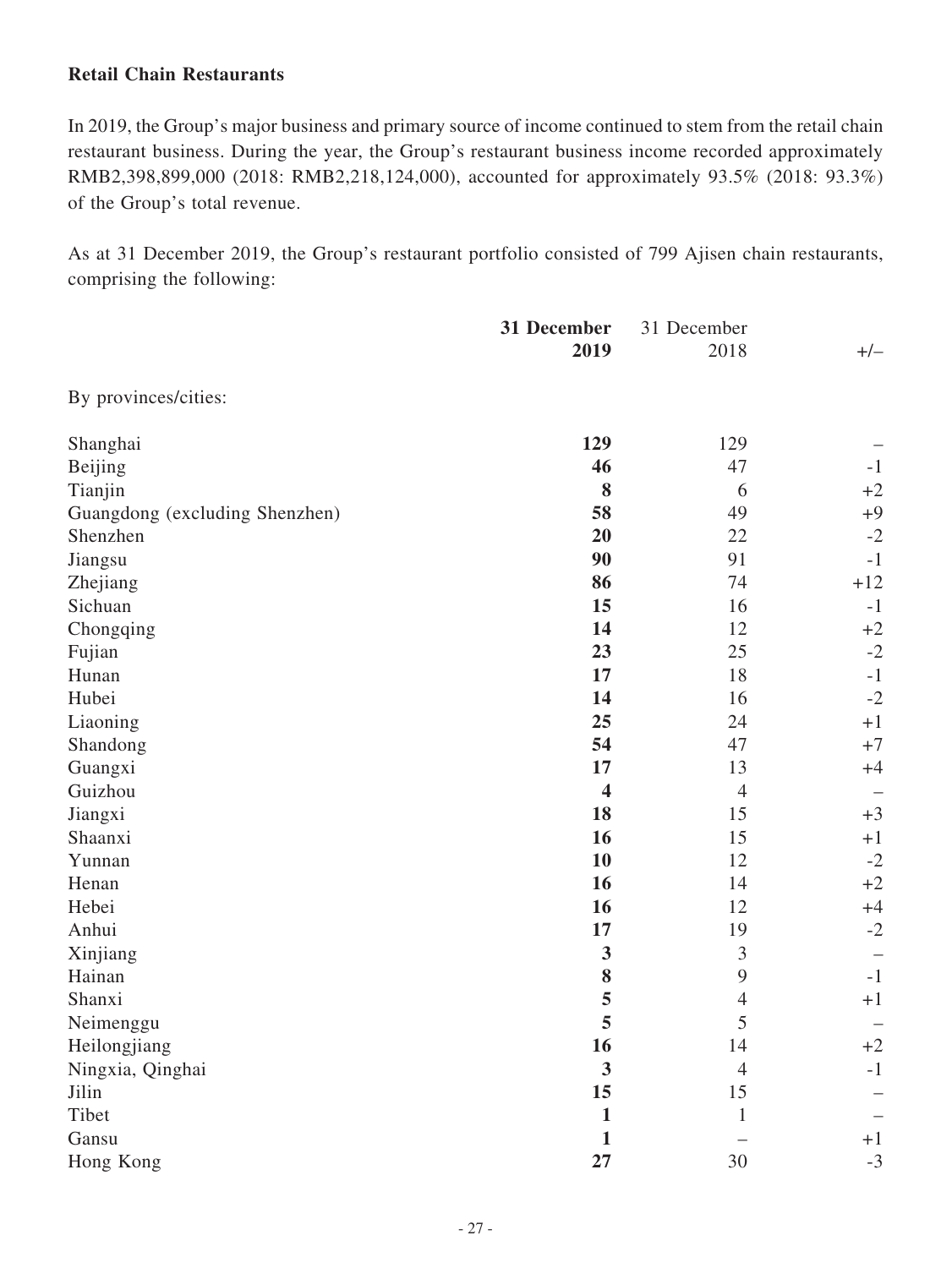**Retail Chain Restaurants**

In 2019, the Group's major business and primary source of income continued to stem from the retail chain restaurant business. During the year, the Group's restaurant business income recorded approximately RMB2,398,899,000 (2018: RMB2,218,124,000), accounted for approximately 93.5% (2018: 93.3%) of the Group's total revenue.

As at 31 December 2019, the Group's restaurant portfolio consisted of 799 Ajisen chain restaurants, comprising the following:

| | **31 December 2019** | 31 December 2018 | +/– |
|---|---|---|---|
| By provinces/cities: | | | |
| Shanghai | **129** | 129 | – |
| Beijing | **46** | 47 | -1 |
| Tianjin | **8** | 6 | +2 |
| Guangdong (excluding Shenzhen) | **58** | 49 | +9 |
| Shenzhen | **20** | 22 | -2 |
| Jiangsu | **90** | 91 | -1 |
| Zhejiang | **86** | 74 | +12 |
| Sichuan | **15** | 16 | -1 |
| Chongqing | **14** | 12 | +2 |
| Fujian | **23** | 25 | -2 |
| Hunan | **17** | 18 | -1 |
| Hubei | **14** | 16 | -2 |
| Liaoning | **25** | 24 | +1 |
| Shandong | **54** | 47 | +7 |
| Guangxi | **17** | 13 | +4 |
| Guizhou | **4** | 4 | – |
| Jiangxi | **18** | 15 | +3 |
| Shaanxi | **16** | 15 | +1 |
| Yunnan | **10** | 12 | -2 |
| Henan | **16** | 14 | +2 |
| Hebei | **16** | 12 | +4 |
| Anhui | **17** | 19 | -2 |
| Xinjiang | **3** | 3 | – |
| Hainan | **8** | 9 | -1 |
| Shanxi | **5** | 4 | +1 |
| Neimenggu | **5** | 5 | – |
| Heilongjiang | **16** | 14 | +2 |
| Ningxia, Qinghai | **3** | 4 | -1 |
| Jilin | **15** | 15 | – |
| Tibet | **1** | 1 | – |
| Gansu | **1** | – | +1 |
| Hong Kong | **27** | 30 | -3 |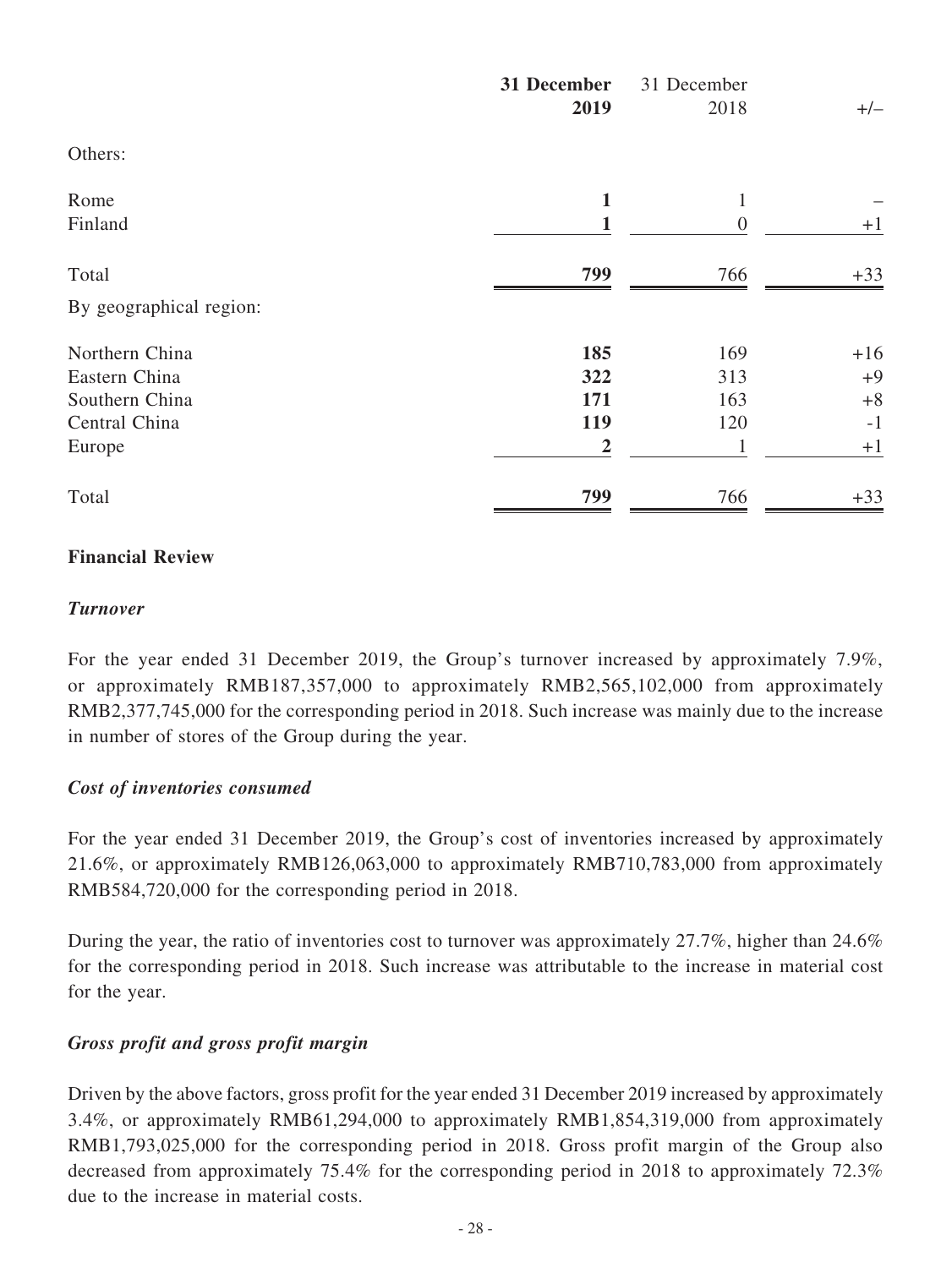| | **31 December 2019** | 31 December 2018 | +/– |
|---|---|---|---|
| Others: | | | |
| Rome | **1** | 1 | – |
| Finland | **1** | 0 | +1 |
| Total | **799** | 766 | +33 |
| By geographical region: | | | |
| Northern China | **185** | 169 | +16 |
| Eastern China | **322** | 313 | +9 |
| Southern China | **171** | 163 | +8 |
| Central China | **119** | 120 | -1 |
| Europe | **2** | 1 | +1 |
| Total | **799** | 766 | +33 |

## Financial Review

### *Turnover*

For the year ended 31 December 2019, the Group's turnover increased by approximately 7.9%, or approximately RMB187,357,000 to approximately RMB2,565,102,000 from approximately RMB2,377,745,000 for the corresponding period in 2018. Such increase was mainly due to the increase in number of stores of the Group during the year.

### *Cost of inventories consumed*

For the year ended 31 December 2019, the Group's cost of inventories increased by approximately 21.6%, or approximately RMB126,063,000 to approximately RMB710,783,000 from approximately RMB584,720,000 for the corresponding period in 2018.

During the year, the ratio of inventories cost to turnover was approximately 27.7%, higher than 24.6% for the corresponding period in 2018. Such increase was attributable to the increase in material cost for the year.

### *Gross profit and gross profit margin*

Driven by the above factors, gross profit for the year ended 31 December 2019 increased by approximately 3.4%, or approximately RMB61,294,000 to approximately RMB1,854,319,000 from approximately RMB1,793,025,000 for the corresponding period in 2018. Gross profit margin of the Group also decreased from approximately 75.4% for the corresponding period in 2018 to approximately 72.3% due to the increase in material costs.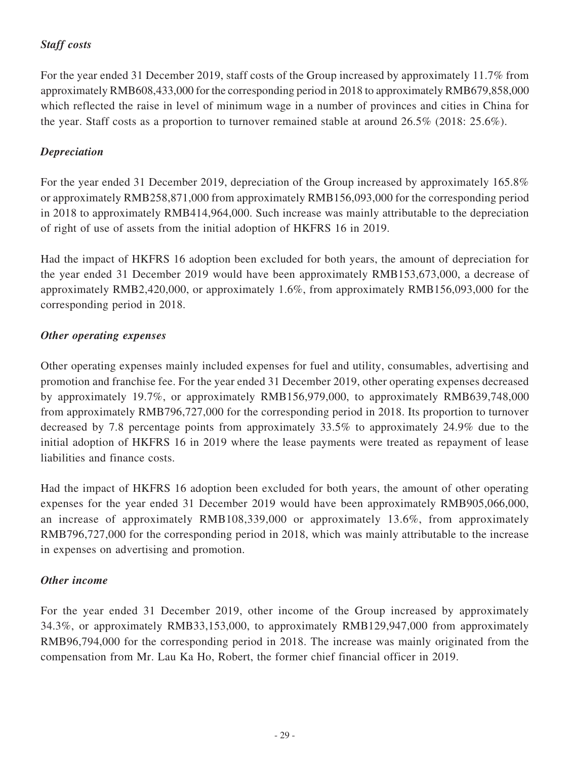***Staff costs***

For the year ended 31 December 2019, staff costs of the Group increased by approximately 11.7% from approximately RMB608,433,000 for the corresponding period in 2018 to approximately RMB679,858,000 which reflected the raise in level of minimum wage in a number of provinces and cities in China for the year. Staff costs as a proportion to turnover remained stable at around 26.5% (2018: 25.6%).

***Depreciation***

For the year ended 31 December 2019, depreciation of the Group increased by approximately 165.8% or approximately RMB258,871,000 from approximately RMB156,093,000 for the corresponding period in 2018 to approximately RMB414,964,000. Such increase was mainly attributable to the depreciation of right of use of assets from the initial adoption of HKFRS 16 in 2019.

Had the impact of HKFRS 16 adoption been excluded for both years, the amount of depreciation for the year ended 31 December 2019 would have been approximately RMB153,673,000, a decrease of approximately RMB2,420,000, or approximately 1.6%, from approximately RMB156,093,000 for the corresponding period in 2018.

***Other operating expenses***

Other operating expenses mainly included expenses for fuel and utility, consumables, advertising and promotion and franchise fee. For the year ended 31 December 2019, other operating expenses decreased by approximately 19.7%, or approximately RMB156,979,000, to approximately RMB639,748,000 from approximately RMB796,727,000 for the corresponding period in 2018. Its proportion to turnover decreased by 7.8 percentage points from approximately 33.5% to approximately 24.9% due to the initial adoption of HKFRS 16 in 2019 where the lease payments were treated as repayment of lease liabilities and finance costs.

Had the impact of HKFRS 16 adoption been excluded for both years, the amount of other operating expenses for the year ended 31 December 2019 would have been approximately RMB905,066,000, an increase of approximately RMB108,339,000 or approximately 13.6%, from approximately RMB796,727,000 for the corresponding period in 2018, which was mainly attributable to the increase in expenses on advertising and promotion.

***Other income***

For the year ended 31 December 2019, other income of the Group increased by approximately 34.3%, or approximately RMB33,153,000, to approximately RMB129,947,000 from approximately RMB96,794,000 for the corresponding period in 2018. The increase was mainly originated from the compensation from Mr. Lau Ka Ho, Robert, the former chief financial officer in 2019.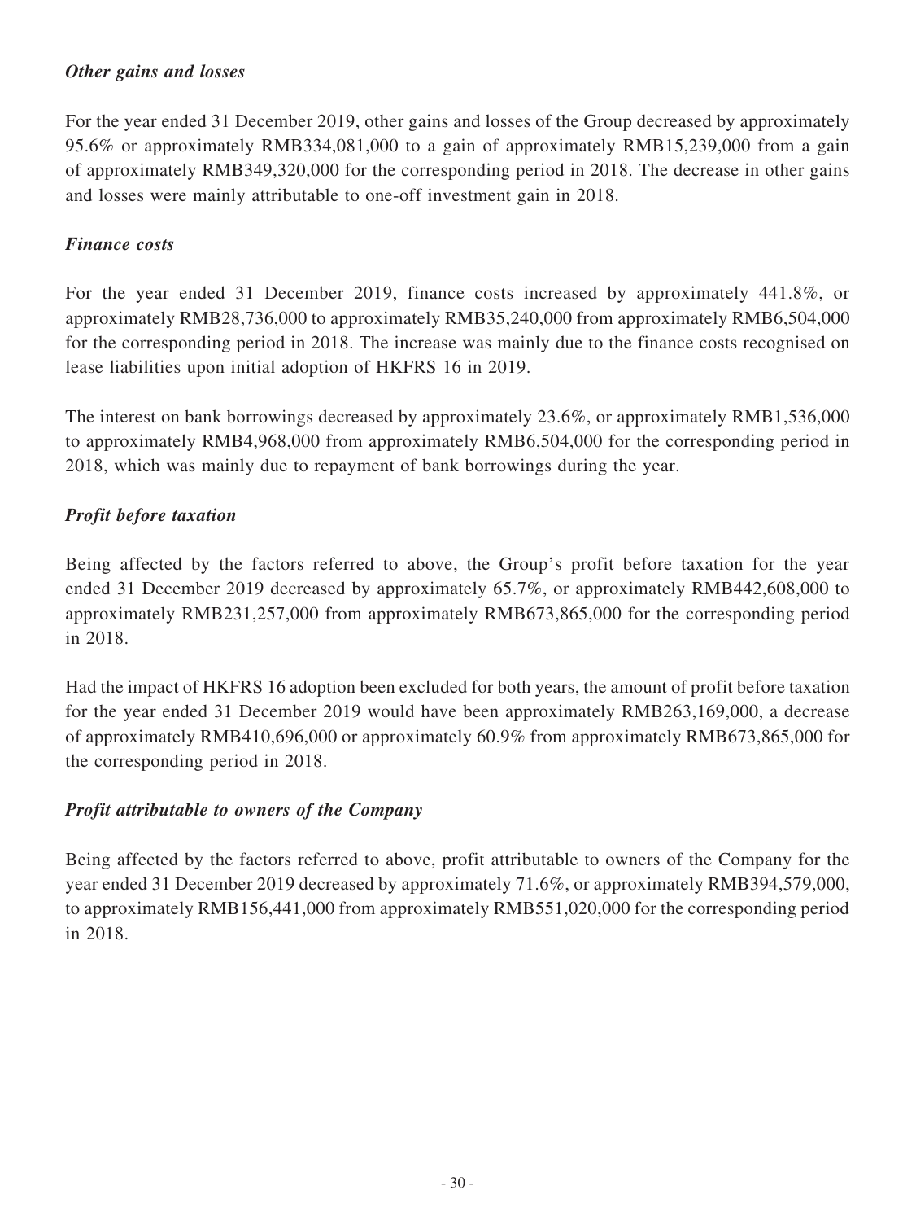### *Other gains and losses*

For the year ended 31 December 2019, other gains and losses of the Group decreased by approximately 95.6% or approximately RMB334,081,000 to a gain of approximately RMB15,239,000 from a gain of approximately RMB349,320,000 for the corresponding period in 2018. The decrease in other gains and losses were mainly attributable to one-off investment gain in 2018.

### *Finance costs*

For the year ended 31 December 2019, finance costs increased by approximately 441.8%, or approximately RMB28,736,000 to approximately RMB35,240,000 from approximately RMB6,504,000 for the corresponding period in 2018. The increase was mainly due to the finance costs recognised on lease liabilities upon initial adoption of HKFRS 16 in 2019.

The interest on bank borrowings decreased by approximately 23.6%, or approximately RMB1,536,000 to approximately RMB4,968,000 from approximately RMB6,504,000 for the corresponding period in 2018, which was mainly due to repayment of bank borrowings during the year.

### *Profit before taxation*

Being affected by the factors referred to above, the Group's profit before taxation for the year ended 31 December 2019 decreased by approximately 65.7%, or approximately RMB442,608,000 to approximately RMB231,257,000 from approximately RMB673,865,000 for the corresponding period in 2018.

Had the impact of HKFRS 16 adoption been excluded for both years, the amount of profit before taxation for the year ended 31 December 2019 would have been approximately RMB263,169,000, a decrease of approximately RMB410,696,000 or approximately 60.9% from approximately RMB673,865,000 for the corresponding period in 2018.

### *Profit attributable to owners of the Company*

Being affected by the factors referred to above, profit attributable to owners of the Company for the year ended 31 December 2019 decreased by approximately 71.6%, or approximately RMB394,579,000, to approximately RMB156,441,000 from approximately RMB551,020,000 for the corresponding period in 2018.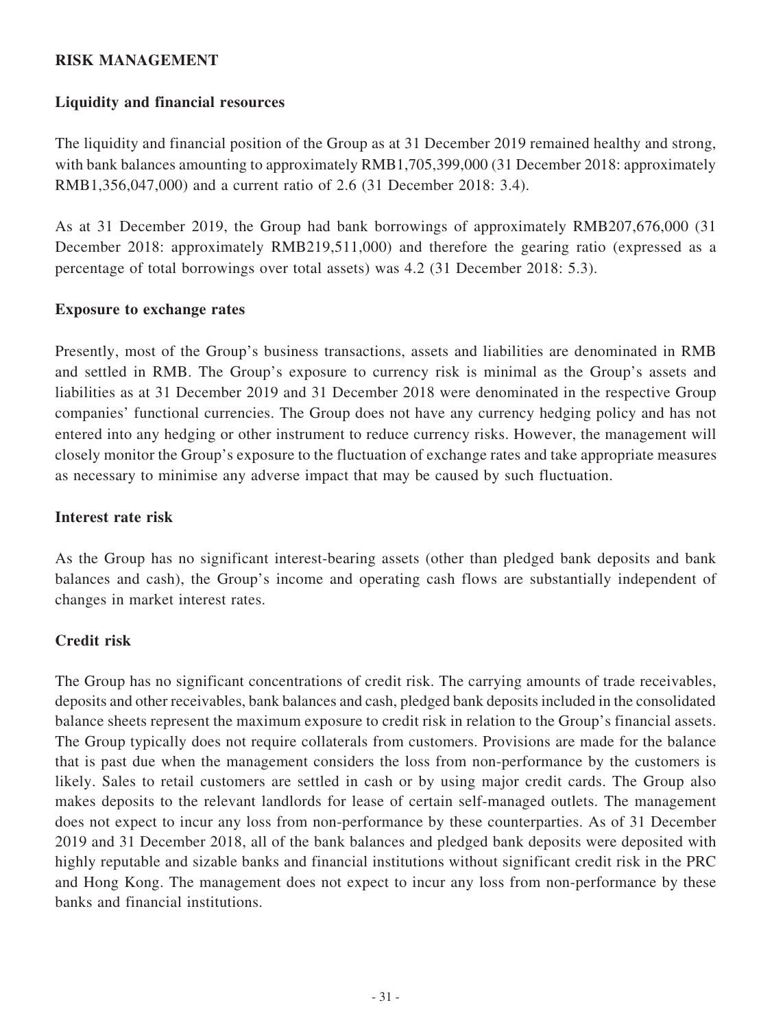## RISK MANAGEMENT

### Liquidity and financial resources

The liquidity and financial position of the Group as at 31 December 2019 remained healthy and strong, with bank balances amounting to approximately RMB1,705,399,000 (31 December 2018: approximately RMB1,356,047,000) and a current ratio of 2.6 (31 December 2018: 3.4).

As at 31 December 2019, the Group had bank borrowings of approximately RMB207,676,000 (31 December 2018: approximately RMB219,511,000) and therefore the gearing ratio (expressed as a percentage of total borrowings over total assets) was 4.2 (31 December 2018: 5.3).

### Exposure to exchange rates

Presently, most of the Group's business transactions, assets and liabilities are denominated in RMB and settled in RMB. The Group's exposure to currency risk is minimal as the Group's assets and liabilities as at 31 December 2019 and 31 December 2018 were denominated in the respective Group companies' functional currencies. The Group does not have any currency hedging policy and has not entered into any hedging or other instrument to reduce currency risks. However, the management will closely monitor the Group's exposure to the fluctuation of exchange rates and take appropriate measures as necessary to minimise any adverse impact that may be caused by such fluctuation.

### Interest rate risk

As the Group has no significant interest-bearing assets (other than pledged bank deposits and bank balances and cash), the Group's income and operating cash flows are substantially independent of changes in market interest rates.

### Credit risk

The Group has no significant concentrations of credit risk. The carrying amounts of trade receivables, deposits and other receivables, bank balances and cash, pledged bank deposits included in the consolidated balance sheets represent the maximum exposure to credit risk in relation to the Group's financial assets. The Group typically does not require collaterals from customers. Provisions are made for the balance that is past due when the management considers the loss from non-performance by the customers is likely. Sales to retail customers are settled in cash or by using major credit cards. The Group also makes deposits to the relevant landlords for lease of certain self-managed outlets. The management does not expect to incur any loss from non-performance by these counterparties. As of 31 December 2019 and 31 December 2018, all of the bank balances and pledged bank deposits were deposited with highly reputable and sizable banks and financial institutions without significant credit risk in the PRC and Hong Kong. The management does not expect to incur any loss from non-performance by these banks and financial institutions.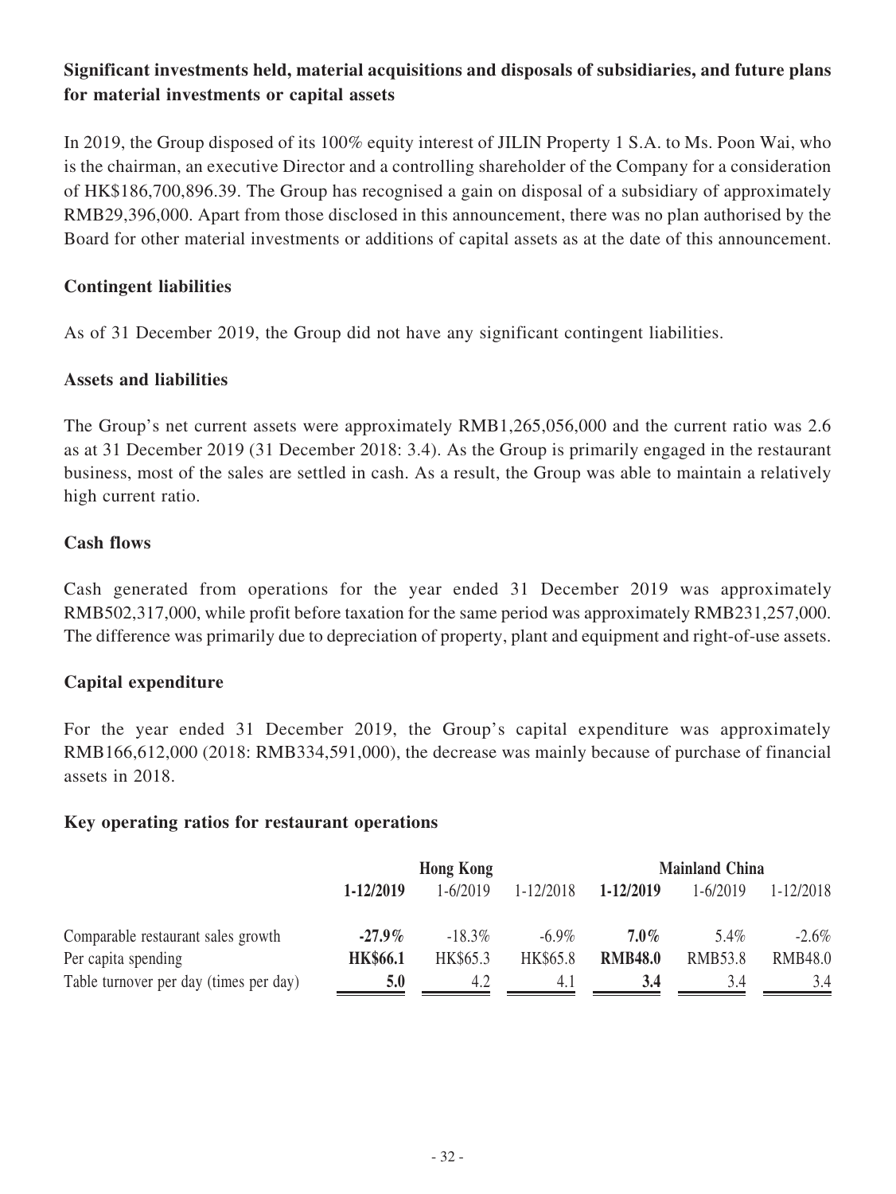### Significant investments held, material acquisitions and disposals of subsidiaries, and future plans for material investments or capital assets

In 2019, the Group disposed of its 100% equity interest of JILIN Property 1 S.A. to Ms. Poon Wai, who is the chairman, an executive Director and a controlling shareholder of the Company for a consideration of HK$186,700,896.39. The Group has recognised a gain on disposal of a subsidiary of approximately RMB29,396,000. Apart from those disclosed in this announcement, there was no plan authorised by the Board for other material investments or additions of capital assets as at the date of this announcement.

### Contingent liabilities

As of 31 December 2019, the Group did not have any significant contingent liabilities.

### Assets and liabilities

The Group's net current assets were approximately RMB1,265,056,000 and the current ratio was 2.6 as at 31 December 2019 (31 December 2018: 3.4). As the Group is primarily engaged in the restaurant business, most of the sales are settled in cash. As a result, the Group was able to maintain a relatively high current ratio.

### Cash flows

Cash generated from operations for the year ended 31 December 2019 was approximately RMB502,317,000, while profit before taxation for the same period was approximately RMB231,257,000. The difference was primarily due to depreciation of property, plant and equipment and right-of-use assets.

### Capital expenditure

For the year ended 31 December 2019, the Group's capital expenditure was approximately RMB166,612,000 (2018: RMB334,591,000), the decrease was mainly because of purchase of financial assets in 2018.

### Key operating ratios for restaurant operations

| | Hong Kong | | | Mainland China | | |
|---|---|---|---|---|---|---|
| | **1-12/2019** | 1-6/2019 | 1-12/2018 | **1-12/2019** | 1-6/2019 | 1-12/2018 |
| Comparable restaurant sales growth | **-27.9%** | -18.3% | -6.9% | **7.0%** | 5.4% | -2.6% |
| Per capita spending | **HK$66.1** | HK$65.3 | HK$65.8 | **RMB48.0** | RMB53.8 | RMB48.0 |
| Table turnover per day (times per day) | **5.0** | 4.2 | 4.1 | **3.4** | 3.4 | 3.4 |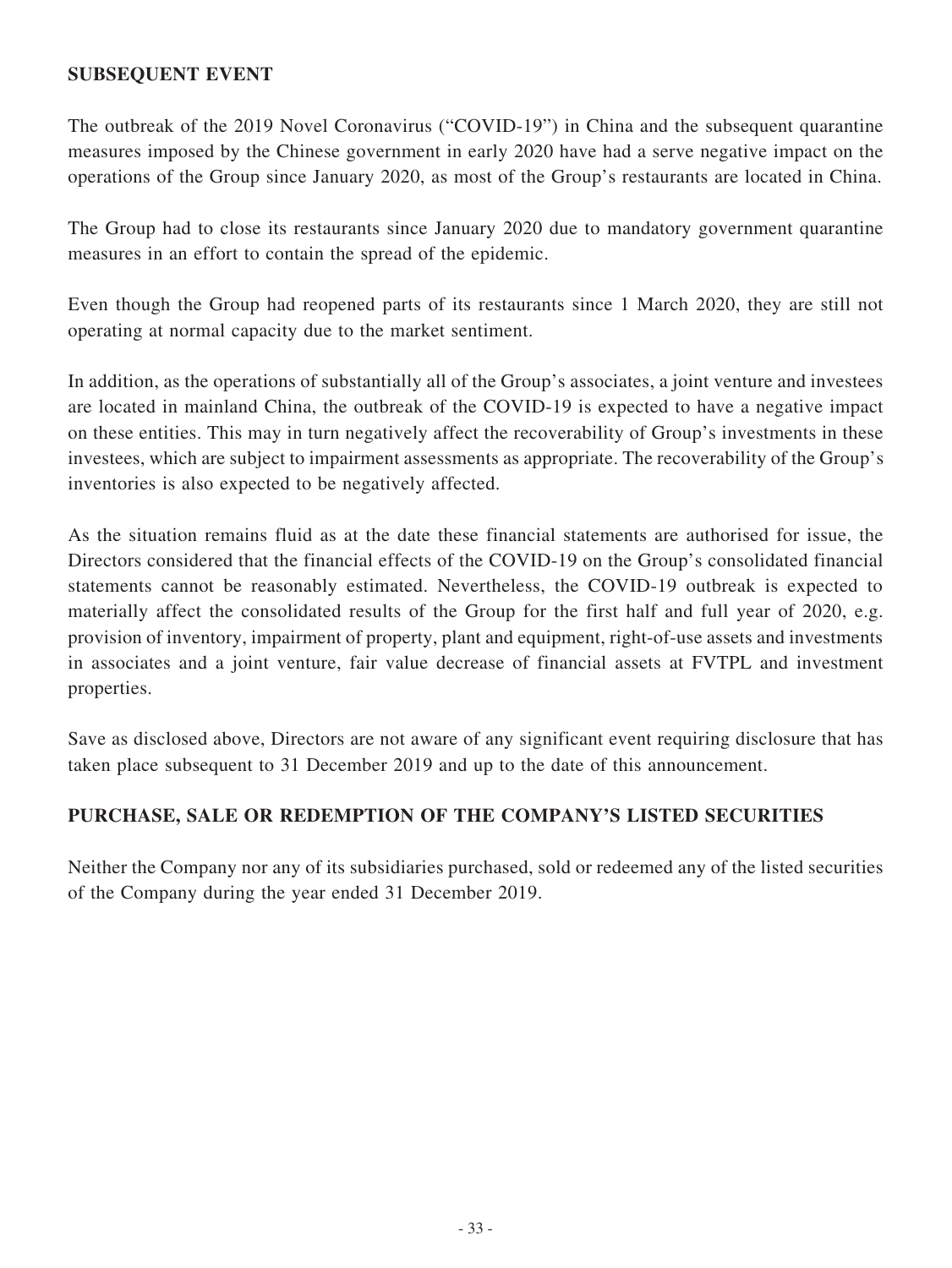## SUBSEQUENT EVENT

The outbreak of the 2019 Novel Coronavirus ("COVID-19") in China and the subsequent quarantine measures imposed by the Chinese government in early 2020 have had a serve negative impact on the operations of the Group since January 2020, as most of the Group's restaurants are located in China.

The Group had to close its restaurants since January 2020 due to mandatory government quarantine measures in an effort to contain the spread of the epidemic.

Even though the Group had reopened parts of its restaurants since 1 March 2020, they are still not operating at normal capacity due to the market sentiment.

In addition, as the operations of substantially all of the Group's associates, a joint venture and investees are located in mainland China, the outbreak of the COVID-19 is expected to have a negative impact on these entities. This may in turn negatively affect the recoverability of Group's investments in these investees, which are subject to impairment assessments as appropriate. The recoverability of the Group's inventories is also expected to be negatively affected.

As the situation remains fluid as at the date these financial statements are authorised for issue, the Directors considered that the financial effects of the COVID-19 on the Group's consolidated financial statements cannot be reasonably estimated. Nevertheless, the COVID-19 outbreak is expected to materially affect the consolidated results of the Group for the first half and full year of 2020, e.g. provision of inventory, impairment of property, plant and equipment, right-of-use assets and investments in associates and a joint venture, fair value decrease of financial assets at FVTPL and investment properties.

Save as disclosed above, Directors are not aware of any significant event requiring disclosure that has taken place subsequent to 31 December 2019 and up to the date of this announcement.

## PURCHASE, SALE OR REDEMPTION OF THE COMPANY'S LISTED SECURITIES

Neither the Company nor any of its subsidiaries purchased, sold or redeemed any of the listed securities of the Company during the year ended 31 December 2019.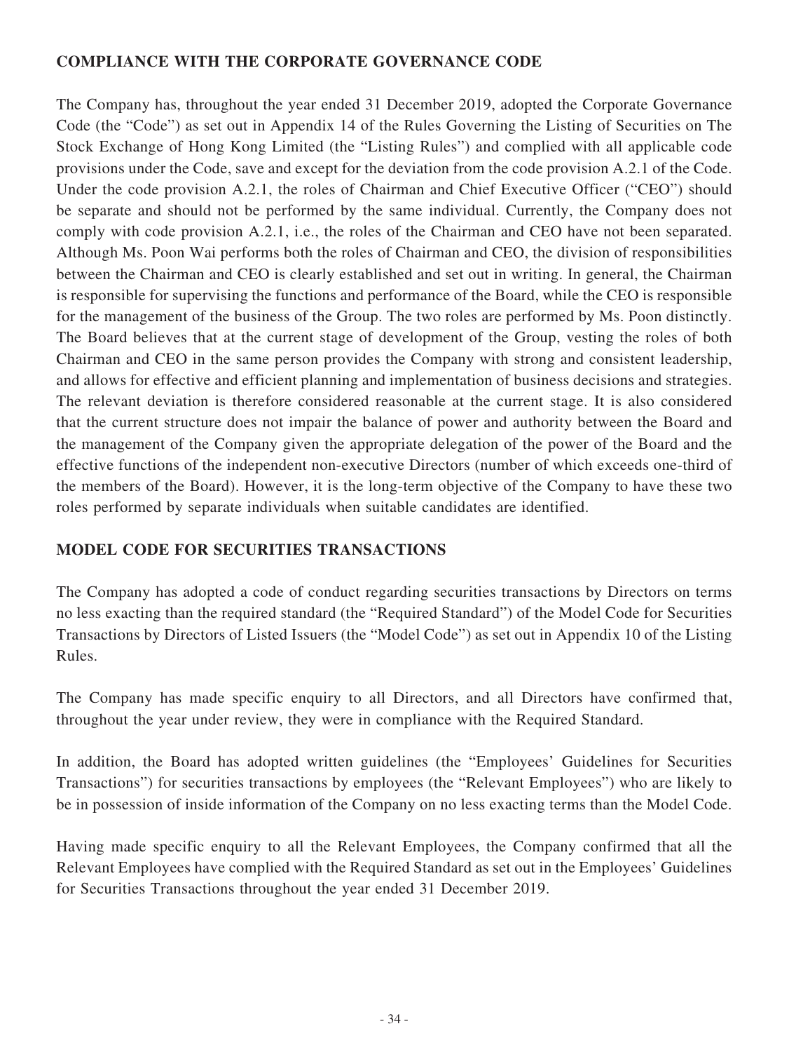## COMPLIANCE WITH THE CORPORATE GOVERNANCE CODE

The Company has, throughout the year ended 31 December 2019, adopted the Corporate Governance Code (the "Code") as set out in Appendix 14 of the Rules Governing the Listing of Securities on The Stock Exchange of Hong Kong Limited (the "Listing Rules") and complied with all applicable code provisions under the Code, save and except for the deviation from the code provision A.2.1 of the Code. Under the code provision A.2.1, the roles of Chairman and Chief Executive Officer ("CEO") should be separate and should not be performed by the same individual. Currently, the Company does not comply with code provision A.2.1, i.e., the roles of the Chairman and CEO have not been separated. Although Ms. Poon Wai performs both the roles of Chairman and CEO, the division of responsibilities between the Chairman and CEO is clearly established and set out in writing. In general, the Chairman is responsible for supervising the functions and performance of the Board, while the CEO is responsible for the management of the business of the Group. The two roles are performed by Ms. Poon distinctly. The Board believes that at the current stage of development of the Group, vesting the roles of both Chairman and CEO in the same person provides the Company with strong and consistent leadership, and allows for effective and efficient planning and implementation of business decisions and strategies. The relevant deviation is therefore considered reasonable at the current stage. It is also considered that the current structure does not impair the balance of power and authority between the Board and the management of the Company given the appropriate delegation of the power of the Board and the effective functions of the independent non-executive Directors (number of which exceeds one-third of the members of the Board). However, it is the long-term objective of the Company to have these two roles performed by separate individuals when suitable candidates are identified.

## MODEL CODE FOR SECURITIES TRANSACTIONS

The Company has adopted a code of conduct regarding securities transactions by Directors on terms no less exacting than the required standard (the "Required Standard") of the Model Code for Securities Transactions by Directors of Listed Issuers (the "Model Code") as set out in Appendix 10 of the Listing Rules.

The Company has made specific enquiry to all Directors, and all Directors have confirmed that, throughout the year under review, they were in compliance with the Required Standard.

In addition, the Board has adopted written guidelines (the "Employees' Guidelines for Securities Transactions") for securities transactions by employees (the "Relevant Employees") who are likely to be in possession of inside information of the Company on no less exacting terms than the Model Code.

Having made specific enquiry to all the Relevant Employees, the Company confirmed that all the Relevant Employees have complied with the Required Standard as set out in the Employees' Guidelines for Securities Transactions throughout the year ended 31 December 2019.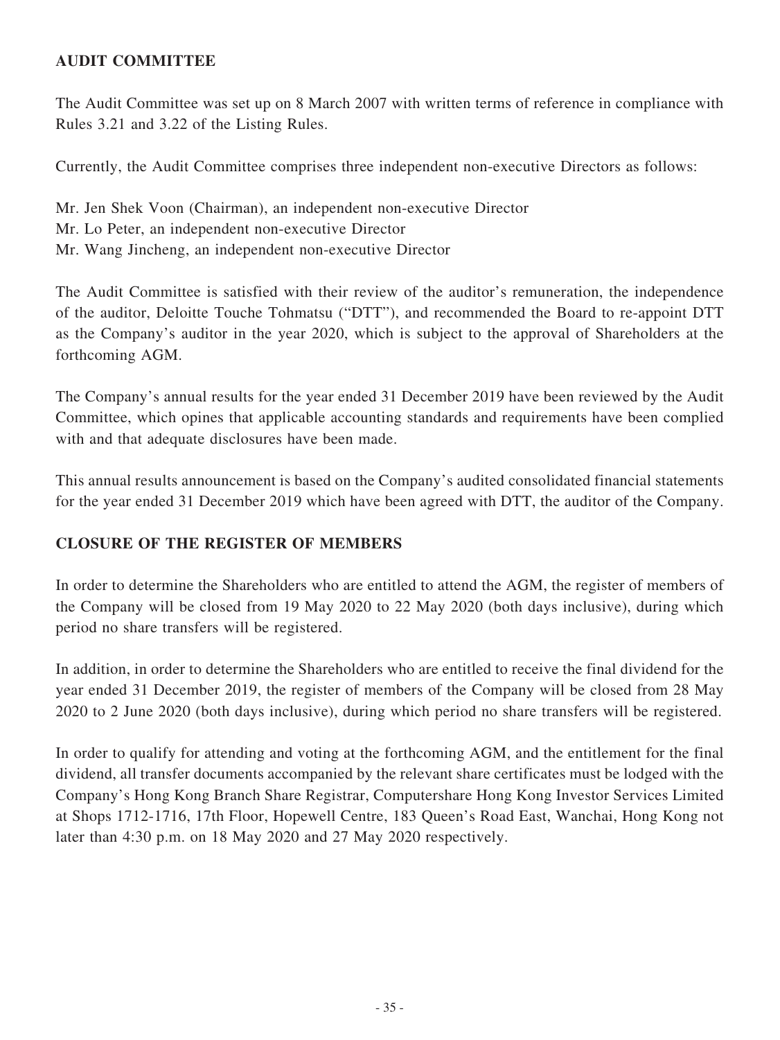## AUDIT COMMITTEE

The Audit Committee was set up on 8 March 2007 with written terms of reference in compliance with Rules 3.21 and 3.22 of the Listing Rules.

Currently, the Audit Committee comprises three independent non-executive Directors as follows:

Mr. Jen Shek Voon (Chairman), an independent non-executive Director
Mr. Lo Peter, an independent non-executive Director
Mr. Wang Jincheng, an independent non-executive Director

The Audit Committee is satisfied with their review of the auditor's remuneration, the independence of the auditor, Deloitte Touche Tohmatsu ("DTT"), and recommended the Board to re-appoint DTT as the Company's auditor in the year 2020, which is subject to the approval of Shareholders at the forthcoming AGM.

The Company's annual results for the year ended 31 December 2019 have been reviewed by the Audit Committee, which opines that applicable accounting standards and requirements have been complied with and that adequate disclosures have been made.

This annual results announcement is based on the Company's audited consolidated financial statements for the year ended 31 December 2019 which have been agreed with DTT, the auditor of the Company.

## CLOSURE OF THE REGISTER OF MEMBERS

In order to determine the Shareholders who are entitled to attend the AGM, the register of members of the Company will be closed from 19 May 2020 to 22 May 2020 (both days inclusive), during which period no share transfers will be registered.

In addition, in order to determine the Shareholders who are entitled to receive the final dividend for the year ended 31 December 2019, the register of members of the Company will be closed from 28 May 2020 to 2 June 2020 (both days inclusive), during which period no share transfers will be registered.

In order to qualify for attending and voting at the forthcoming AGM, and the entitlement for the final dividend, all transfer documents accompanied by the relevant share certificates must be lodged with the Company's Hong Kong Branch Share Registrar, Computershare Hong Kong Investor Services Limited at Shops 1712-1716, 17th Floor, Hopewell Centre, 183 Queen's Road East, Wanchai, Hong Kong not later than 4:30 p.m. on 18 May 2020 and 27 May 2020 respectively.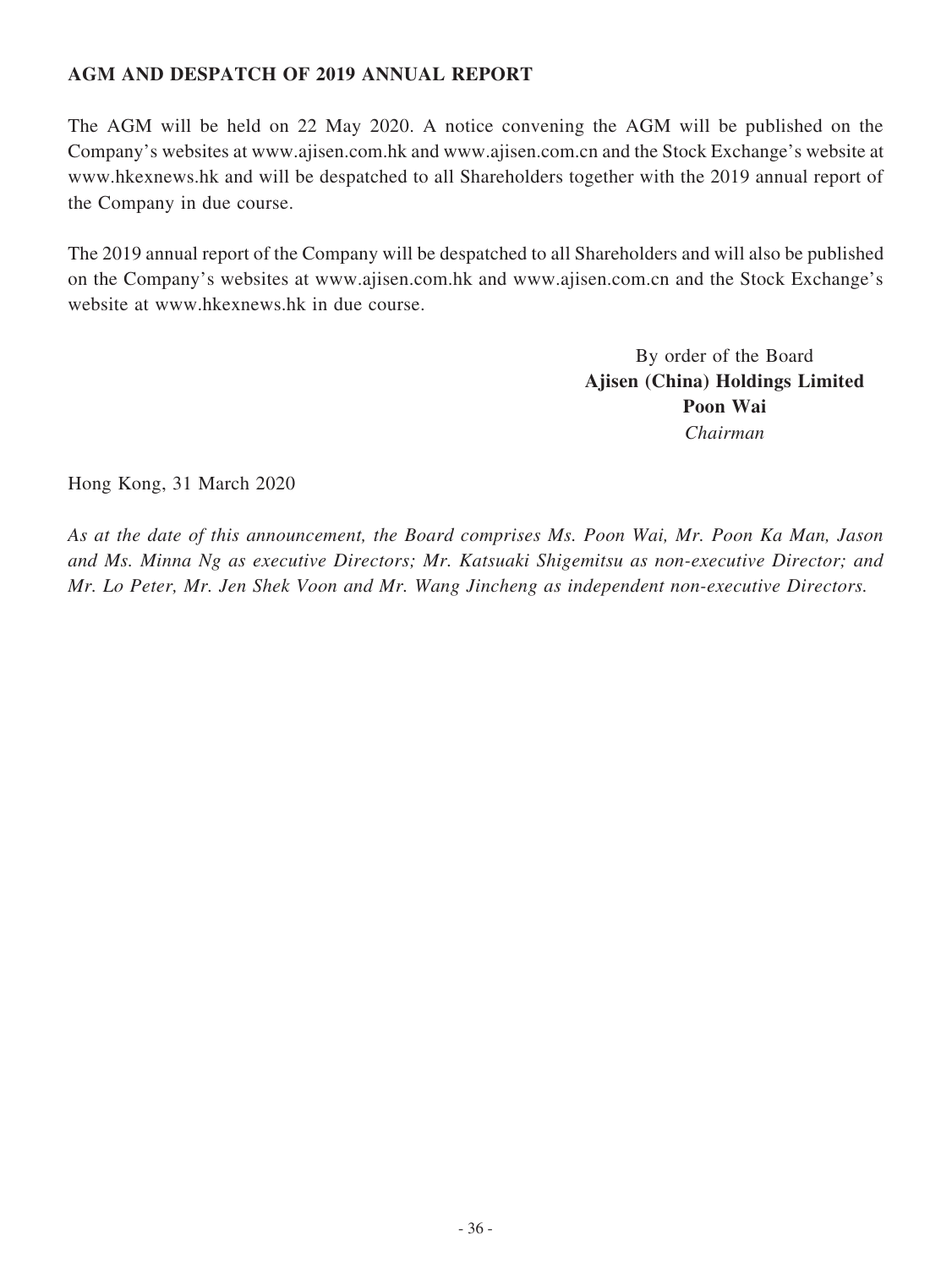## AGM AND DESPATCH OF 2019 ANNUAL REPORT

The AGM will be held on 22 May 2020. A notice convening the AGM will be published on the Company's websites at www.ajisen.com.hk and www.ajisen.com.cn and the Stock Exchange's website at www.hkexnews.hk and will be despatched to all Shareholders together with the 2019 annual report of the Company in due course.

The 2019 annual report of the Company will be despatched to all Shareholders and will also be published on the Company's websites at www.ajisen.com.hk and www.ajisen.com.cn and the Stock Exchange's website at www.hkexnews.hk in due course.

By order of the Board
**Ajisen (China) Holdings Limited**
**Poon Wai**
*Chairman*

Hong Kong, 31 March 2020

*As at the date of this announcement, the Board comprises Ms. Poon Wai, Mr. Poon Ka Man, Jason and Ms. Minna Ng as executive Directors; Mr. Katsuaki Shigemitsu as non-executive Director; and Mr. Lo Peter, Mr. Jen Shek Voon and Mr. Wang Jincheng as independent non-executive Directors.*